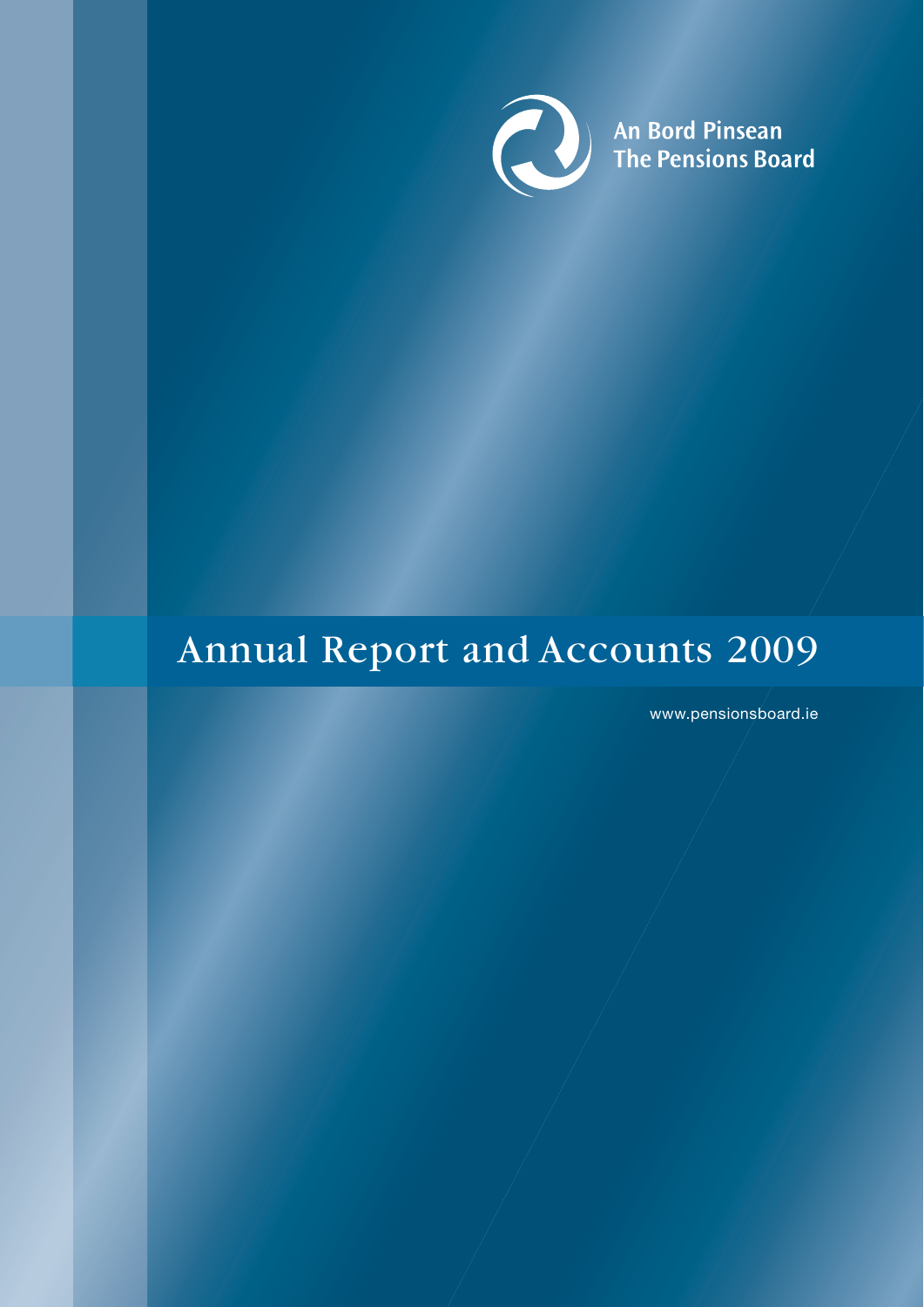An Bord Pinsean
The Pensions Board

# Annual Report and Accounts 2009

www.pensionsboard.ie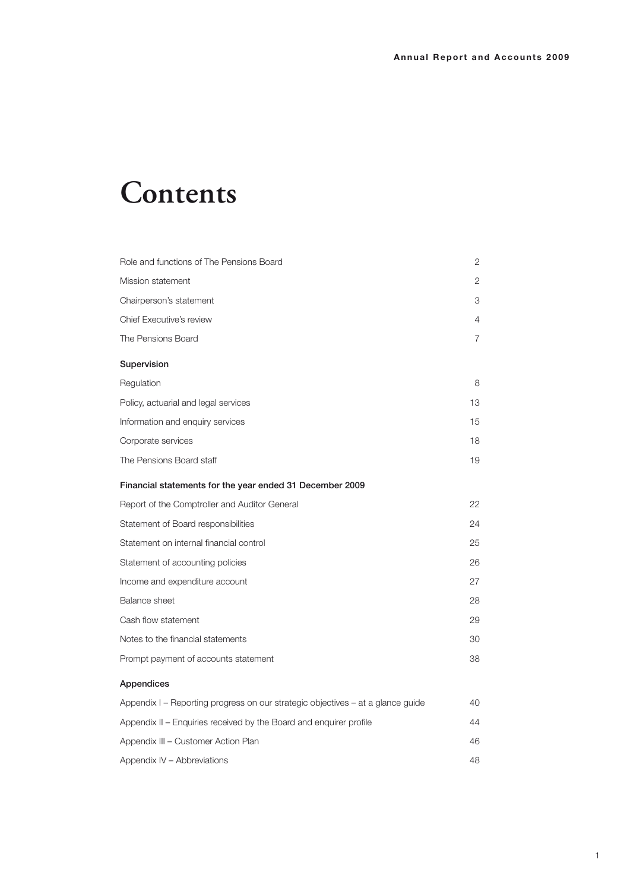# Contents

| | |
|---|---|
| Role and functions of The Pensions Board | 2 |
| Mission statement | 2 |
| Chairperson's statement | 3 |
| Chief Executive's review | 4 |
| The Pensions Board | 7 |
| **Supervision** | |
| Regulation | 8 |
| Policy, actuarial and legal services | 13 |
| Information and enquiry services | 15 |
| Corporate services | 18 |
| The Pensions Board staff | 19 |
| **Financial statements for the year ended 31 December 2009** | |
| Report of the Comptroller and Auditor General | 22 |
| Statement of Board responsibilities | 24 |
| Statement on internal financial control | 25 |
| Statement of accounting policies | 26 |
| Income and expenditure account | 27 |
| Balance sheet | 28 |
| Cash flow statement | 29 |
| Notes to the financial statements | 30 |
| Prompt payment of accounts statement | 38 |
| **Appendices** | |
| Appendix I – Reporting progress on our strategic objectives – at a glance guide | 40 |
| Appendix II – Enquiries received by the Board and enquirer profile | 44 |
| Appendix III – Customer Action Plan | 46 |
| Appendix IV – Abbreviations | 48 |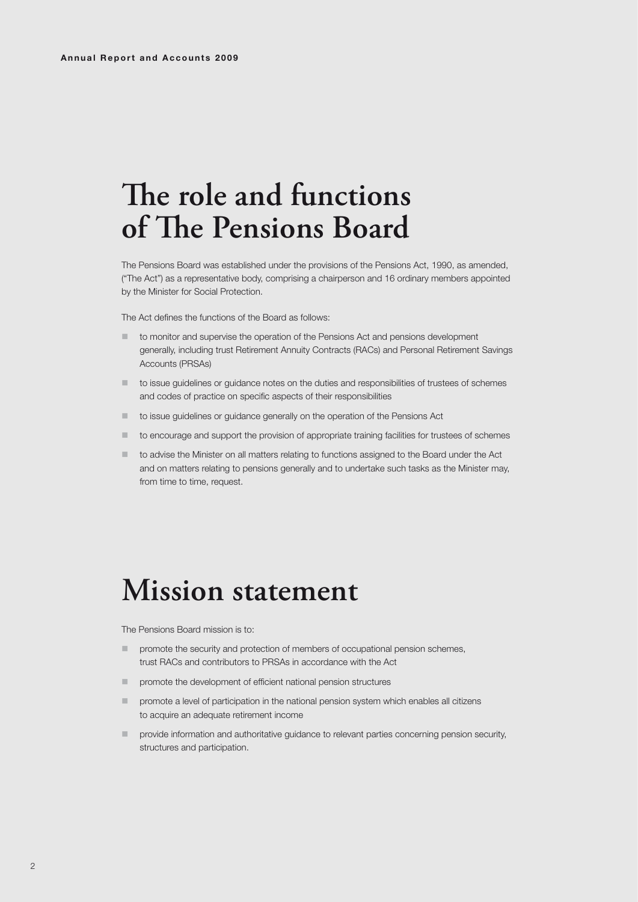# The role and functions of The Pensions Board

The Pensions Board was established under the provisions of the Pensions Act, 1990, as amended, ("The Act") as a representative body, comprising a chairperson and 16 ordinary members appointed by the Minister for Social Protection.

The Act defines the functions of the Board as follows:

- to monitor and supervise the operation of the Pensions Act and pensions development generally, including trust Retirement Annuity Contracts (RACs) and Personal Retirement Savings Accounts (PRSAs)
- to issue guidelines or guidance notes on the duties and responsibilities of trustees of schemes and codes of practice on specific aspects of their responsibilities
- to issue guidelines or guidance generally on the operation of the Pensions Act
- to encourage and support the provision of appropriate training facilities for trustees of schemes
- to advise the Minister on all matters relating to functions assigned to the Board under the Act and on matters relating to pensions generally and to undertake such tasks as the Minister may, from time to time, request.

# Mission statement

The Pensions Board mission is to:

- promote the security and protection of members of occupational pension schemes, trust RACs and contributors to PRSAs in accordance with the Act
- promote the development of efficient national pension structures
- promote a level of participation in the national pension system which enables all citizens to acquire an adequate retirement income
- provide information and authoritative guidance to relevant parties concerning pension security, structures and participation.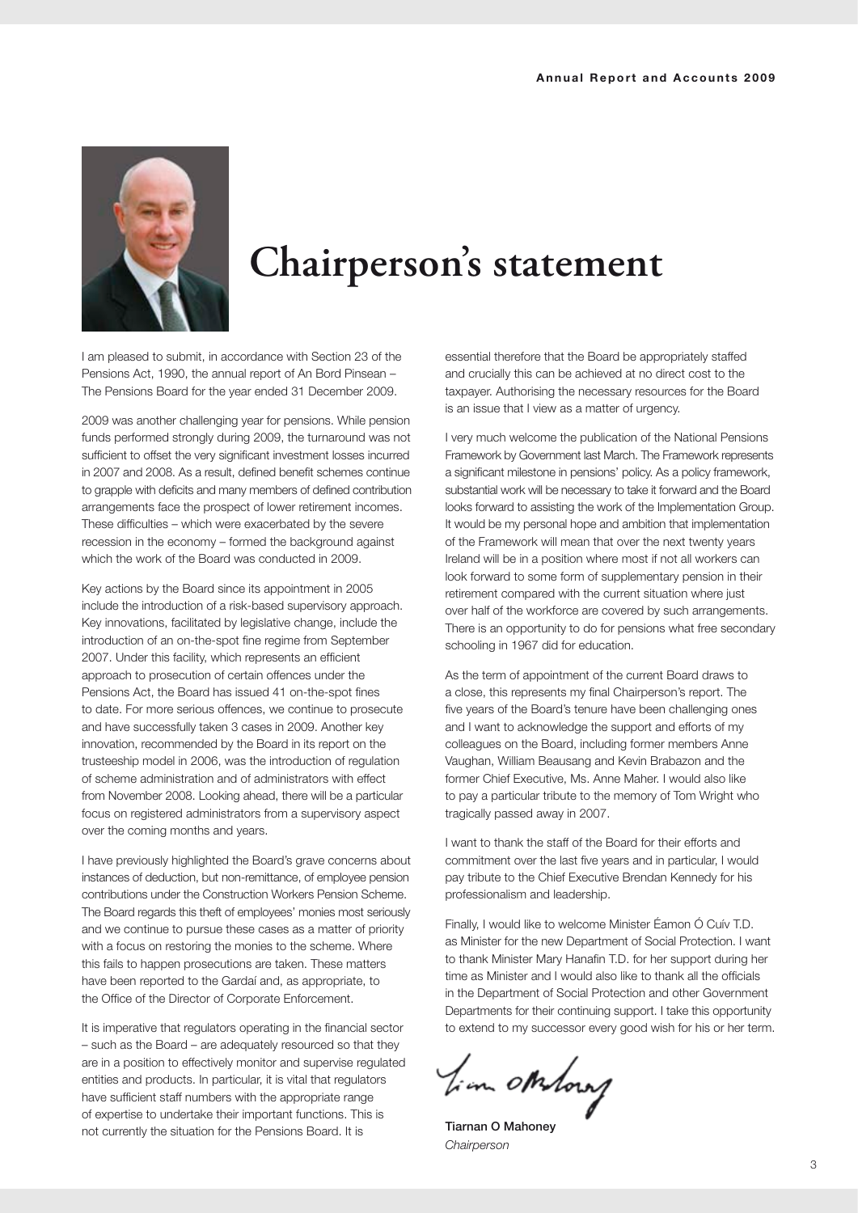# Chairperson's statement

I am pleased to submit, in accordance with Section 23 of the Pensions Act, 1990, the annual report of An Bord Pinsean – The Pensions Board for the year ended 31 December 2009.

2009 was another challenging year for pensions. While pension funds performed strongly during 2009, the turnaround was not sufficient to offset the very significant investment losses incurred in 2007 and 2008. As a result, defined benefit schemes continue to grapple with deficits and many members of defined contribution arrangements face the prospect of lower retirement incomes. These difficulties – which were exacerbated by the severe recession in the economy – formed the background against which the work of the Board was conducted in 2009.

Key actions by the Board since its appointment in 2005 include the introduction of a risk-based supervisory approach. Key innovations, facilitated by legislative change, include the introduction of an on-the-spot fine regime from September 2007. Under this facility, which represents an efficient approach to prosecution of certain offences under the Pensions Act, the Board has issued 41 on-the-spot fines to date. For more serious offences, we continue to prosecute and have successfully taken 3 cases in 2009. Another key innovation, recommended by the Board in its report on the trusteeship model in 2006, was the introduction of regulation of scheme administration and of administrators with effect from November 2008. Looking ahead, there will be a particular focus on registered administrators from a supervisory aspect over the coming months and years.

I have previously highlighted the Board's grave concerns about instances of deduction, but non-remittance, of employee pension contributions under the Construction Workers Pension Scheme. The Board regards this theft of employees' monies most seriously and we continue to pursue these cases as a matter of priority with a focus on restoring the monies to the scheme. Where this fails to happen prosecutions are taken. These matters have been reported to the Gardaí and, as appropriate, to the Office of the Director of Corporate Enforcement.

It is imperative that regulators operating in the financial sector – such as the Board – are adequately resourced so that they are in a position to effectively monitor and supervise regulated entities and products. In particular, it is vital that regulators have sufficient staff numbers with the appropriate range of expertise to undertake their important functions. This is not currently the situation for the Pensions Board. It is essential therefore that the Board be appropriately staffed and crucially this can be achieved at no direct cost to the taxpayer. Authorising the necessary resources for the Board is an issue that I view as a matter of urgency.

I very much welcome the publication of the National Pensions Framework by Government last March. The Framework represents a significant milestone in pensions' policy. As a policy framework, substantial work will be necessary to take it forward and the Board looks forward to assisting the work of the Implementation Group. It would be my personal hope and ambition that implementation of the Framework will mean that over the next twenty years Ireland will be in a position where most if not all workers can look forward to some form of supplementary pension in their retirement compared with the current situation where just over half of the workforce are covered by such arrangements. There is an opportunity to do for pensions what free secondary schooling in 1967 did for education.

As the term of appointment of the current Board draws to a close, this represents my final Chairperson's report. The five years of the Board's tenure have been challenging ones and I want to acknowledge the support and efforts of my colleagues on the Board, including former members Anne Vaughan, William Beausang and Kevin Brabazon and the former Chief Executive, Ms. Anne Maher. I would also like to pay a particular tribute to the memory of Tom Wright who tragically passed away in 2007.

I want to thank the staff of the Board for their efforts and commitment over the last five years and in particular, I would pay tribute to the Chief Executive Brendan Kennedy for his professionalism and leadership.

Finally, I would like to welcome Minister Éamon Ó Cuív T.D. as Minister for the new Department of Social Protection. I want to thank Minister Mary Hanafin T.D. for her support during her time as Minister and I would also like to thank all the officials in the Department of Social Protection and other Government Departments for their continuing support. I take this opportunity to extend to my successor every good wish for his or her term.

**Tiarnan O Mahoney**
*Chairperson*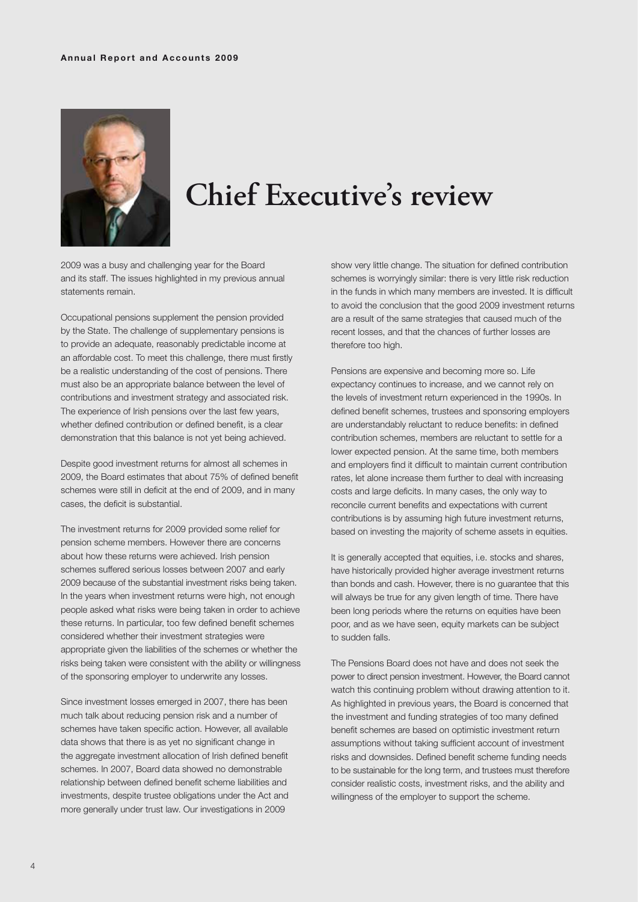# Chief Executive's review

2009 was a busy and challenging year for the Board and its staff. The issues highlighted in my previous annual statements remain.

Occupational pensions supplement the pension provided by the State. The challenge of supplementary pensions is to provide an adequate, reasonably predictable income at an affordable cost. To meet this challenge, there must firstly be a realistic understanding of the cost of pensions. There must also be an appropriate balance between the level of contributions and investment strategy and associated risk. The experience of Irish pensions over the last few years, whether defined contribution or defined benefit, is a clear demonstration that this balance is not yet being achieved.

Despite good investment returns for almost all schemes in 2009, the Board estimates that about 75% of defined benefit schemes were still in deficit at the end of 2009, and in many cases, the deficit is substantial.

The investment returns for 2009 provided some relief for pension scheme members. However there are concerns about how these returns were achieved. Irish pension schemes suffered serious losses between 2007 and early 2009 because of the substantial investment risks being taken. In the years when investment returns were high, not enough people asked what risks were being taken in order to achieve these returns. In particular, too few defined benefit schemes considered whether their investment strategies were appropriate given the liabilities of the schemes or whether the risks being taken were consistent with the ability or willingness of the sponsoring employer to underwrite any losses.

Since investment losses emerged in 2007, there has been much talk about reducing pension risk and a number of schemes have taken specific action. However, all available data shows that there is as yet no significant change in the aggregate investment allocation of Irish defined benefit schemes. In 2007, Board data showed no demonstrable relationship between defined benefit scheme liabilities and investments, despite trustee obligations under the Act and more generally under trust law. Our investigations in 2009 show very little change. The situation for defined contribution schemes is worryingly similar: there is very little risk reduction in the funds in which many members are invested. It is difficult to avoid the conclusion that the good 2009 investment returns are a result of the same strategies that caused much of the recent losses, and that the chances of further losses are therefore too high.

Pensions are expensive and becoming more so. Life expectancy continues to increase, and we cannot rely on the levels of investment return experienced in the 1990s. In defined benefit schemes, trustees and sponsoring employers are understandably reluctant to reduce benefits: in defined contribution schemes, members are reluctant to settle for a lower expected pension. At the same time, both members and employers find it difficult to maintain current contribution rates, let alone increase them further to deal with increasing costs and large deficits. In many cases, the only way to reconcile current benefits and expectations with current contributions is by assuming high future investment returns, based on investing the majority of scheme assets in equities.

It is generally accepted that equities, i.e. stocks and shares, have historically provided higher average investment returns than bonds and cash. However, there is no guarantee that this will always be true for any given length of time. There have been long periods where the returns on equities have been poor, and as we have seen, equity markets can be subject to sudden falls.

The Pensions Board does not have and does not seek the power to direct pension investment. However, the Board cannot watch this continuing problem without drawing attention to it. As highlighted in previous years, the Board is concerned that the investment and funding strategies of too many defined benefit schemes are based on optimistic investment return assumptions without taking sufficient account of investment risks and downsides. Defined benefit scheme funding needs to be sustainable for the long term, and trustees must therefore consider realistic costs, investment risks, and the ability and willingness of the employer to support the scheme.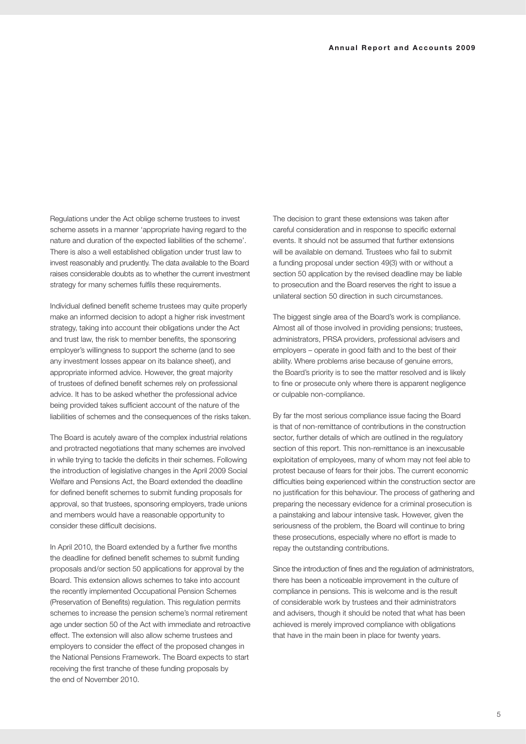Regulations under the Act oblige scheme trustees to invest scheme assets in a manner 'appropriate having regard to the nature and duration of the expected liabilities of the scheme'. There is also a well established obligation under trust law to invest reasonably and prudently. The data available to the Board raises considerable doubts as to whether the current investment strategy for many schemes fulfils these requirements.

Individual defined benefit scheme trustees may quite properly make an informed decision to adopt a higher risk investment strategy, taking into account their obligations under the Act and trust law, the risk to member benefits, the sponsoring employer's willingness to support the scheme (and to see any investment losses appear on its balance sheet), and appropriate informed advice. However, the great majority of trustees of defined benefit schemes rely on professional advice. It has to be asked whether the professional advice being provided takes sufficient account of the nature of the liabilities of schemes and the consequences of the risks taken.

The Board is acutely aware of the complex industrial relations and protracted negotiations that many schemes are involved in while trying to tackle the deficits in their schemes. Following the introduction of legislative changes in the April 2009 Social Welfare and Pensions Act, the Board extended the deadline for defined benefit schemes to submit funding proposals for approval, so that trustees, sponsoring employers, trade unions and members would have a reasonable opportunity to consider these difficult decisions.

In April 2010, the Board extended by a further five months the deadline for defined benefit schemes to submit funding proposals and/or section 50 applications for approval by the Board. This extension allows schemes to take into account the recently implemented Occupational Pension Schemes (Preservation of Benefits) regulation. This regulation permits schemes to increase the pension scheme's normal retirement age under section 50 of the Act with immediate and retroactive effect. The extension will also allow scheme trustees and employers to consider the effect of the proposed changes in the National Pensions Framework. The Board expects to start receiving the first tranche of these funding proposals by the end of November 2010.

The decision to grant these extensions was taken after careful consideration and in response to specific external events. It should not be assumed that further extensions will be available on demand. Trustees who fail to submit a funding proposal under section 49(3) with or without a section 50 application by the revised deadline may be liable to prosecution and the Board reserves the right to issue a unilateral section 50 direction in such circumstances.

The biggest single area of the Board's work is compliance. Almost all of those involved in providing pensions; trustees, administrators, PRSA providers, professional advisers and employers – operate in good faith and to the best of their ability. Where problems arise because of genuine errors, the Board's priority is to see the matter resolved and is likely to fine or prosecute only where there is apparent negligence or culpable non-compliance.

By far the most serious compliance issue facing the Board is that of non-remittance of contributions in the construction sector, further details of which are outlined in the regulatory section of this report. This non-remittance is an inexcusable exploitation of employees, many of whom may not feel able to protest because of fears for their jobs. The current economic difficulties being experienced within the construction sector are no justification for this behaviour. The process of gathering and preparing the necessary evidence for a criminal prosecution is a painstaking and labour intensive task. However, given the seriousness of the problem, the Board will continue to bring these prosecutions, especially where no effort is made to repay the outstanding contributions.

Since the introduction of fines and the regulation of administrators, there has been a noticeable improvement in the culture of compliance in pensions. This is welcome and is the result of considerable work by trustees and their administrators and advisers, though it should be noted that what has been achieved is merely improved compliance with obligations that have in the main been in place for twenty years.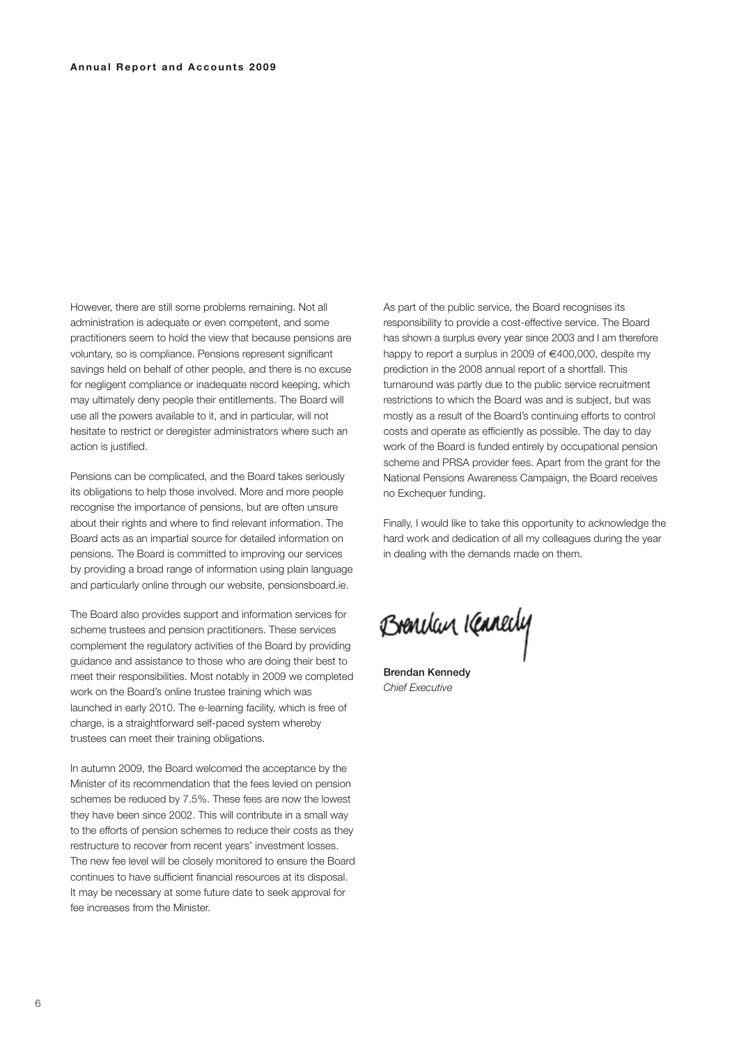However, there are still some problems remaining. Not all administration is adequate or even competent, and some practitioners seem to hold the view that because pensions are voluntary, so is compliance. Pensions represent significant savings held on behalf of other people, and there is no excuse for negligent compliance or inadequate record keeping, which may ultimately deny people their entitlements. The Board will use all the powers available to it, and in particular, will not hesitate to restrict or deregister administrators where such an action is justified.

Pensions can be complicated, and the Board takes seriously its obligations to help those involved. More and more people recognise the importance of pensions, but are often unsure about their rights and where to find relevant information. The Board acts as an impartial source for detailed information on pensions. The Board is committed to improving our services by providing a broad range of information using plain language and particularly online through our website, pensionsboard.ie.

The Board also provides support and information services for scheme trustees and pension practitioners. These services complement the regulatory activities of the Board by providing guidance and assistance to those who are doing their best to meet their responsibilities. Most notably in 2009 we completed work on the Board's online trustee training which was launched in early 2010. The e-learning facility, which is free of charge, is a straightforward self-paced system whereby trustees can meet their training obligations.

In autumn 2009, the Board welcomed the acceptance by the Minister of its recommendation that the fees levied on pension schemes be reduced by 7.5%. These fees are now the lowest they have been since 2002. This will contribute in a small way to the efforts of pension schemes to reduce their costs as they restructure to recover from recent years' investment losses. The new fee level will be closely monitored to ensure the Board continues to have sufficient financial resources at its disposal. It may be necessary at some future date to seek approval for fee increases from the Minister.

As part of the public service, the Board recognises its responsibility to provide a cost-effective service. The Board has shown a surplus every year since 2003 and I am therefore happy to report a surplus in 2009 of €400,000, despite my prediction in the 2008 annual report of a shortfall. This turnaround was partly due to the public service recruitment restrictions to which the Board was and is subject, but was mostly as a result of the Board's continuing efforts to control costs and operate as efficiently as possible. The day to day work of the Board is funded entirely by occupational pension scheme and PRSA provider fees. Apart from the grant for the National Pensions Awareness Campaign, the Board receives no Exchequer funding.

Finally, I would like to take this opportunity to acknowledge the hard work and dedication of all my colleagues during the year in dealing with the demands made on them.

**Brendan Kennedy**
*Chief Executive*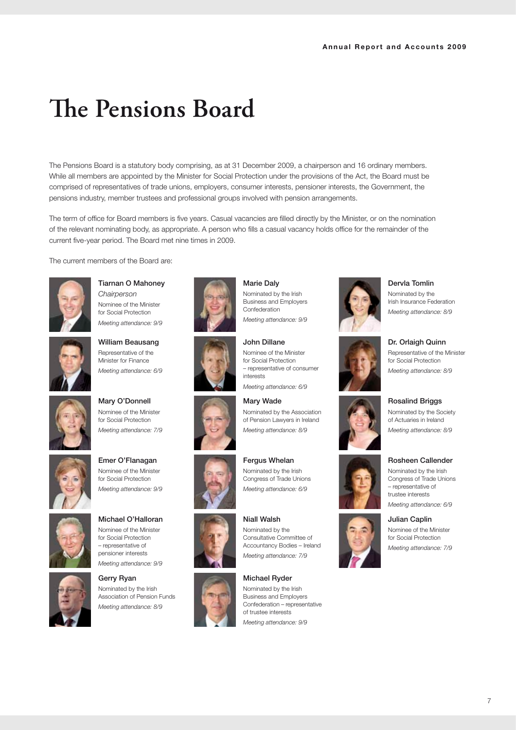# The Pensions Board

The Pensions Board is a statutory body comprising, as at 31 December 2009, a chairperson and 16 ordinary members. While all members are appointed by the Minister for Social Protection under the provisions of the Act, the Board must be comprised of representatives of trade unions, employers, consumer interests, pensioner interests, the Government, the pensions industry, member trustees and professional groups involved with pension arrangements.

The term of office for Board members is five years. Casual vacancies are filled directly by the Minister, or on the nomination of the relevant nominating body, as appropriate. A person who fills a casual vacancy holds office for the remainder of the current five-year period. The Board met nine times in 2009.

The current members of the Board are:

**Tiarnan O Mahoney**
*Chairperson*
Nominee of the Minister for Social Protection
*Meeting attendance: 9/9*

**William Beausang**
Representative of the Minister for Finance
*Meeting attendance: 6/9*

**Mary O'Donnell**
Nominee of the Minister for Social Protection
*Meeting attendance: 7/9*

**Emer O'Flanagan**
Nominee of the Minister for Social Protection
*Meeting attendance: 9/9*

**Michael O'Halloran**
Nominee of the Minister for Social Protection – representative of pensioner interests
*Meeting attendance: 9/9*

**Gerry Ryan**
Nominated by the Irish Association of Pension Funds
*Meeting attendance: 8/9*

**Marie Daly**
Nominated by the Irish Business and Employers Confederation
*Meeting attendance: 9/9*

**John Dillane**
Nominee of the Minister for Social Protection – representative of consumer interests
*Meeting attendance: 6/9*

**Mary Wade**
Nominated by the Association of Pension Lawyers in Ireland
*Meeting attendance: 8/9*

**Fergus Whelan**
Nominated by the Irish Congress of Trade Unions
*Meeting attendance: 6/9*

**Niall Walsh**
Nominated by the Consultative Committee of Accountancy Bodies – Ireland
*Meeting attendance: 7/9*

**Michael Ryder**
Nominated by the Irish Business and Employers Confederation – representative of trustee interests
*Meeting attendance: 9/9*

**Dervla Tomlin**
Nominated by the Irish Insurance Federation
*Meeting attendance: 8/9*

**Dr. Orlaigh Quinn**
Representative of the Minister for Social Protection
*Meeting attendance: 8/9*

**Rosalind Briggs**
Nominated by the Society of Actuaries in Ireland
*Meeting attendance: 8/9*

**Rosheen Callender**
Nominated by the Irish Congress of Trade Unions – representative of trustee interests
*Meeting attendance: 6/9*

**Julian Caplin**
Nominee of the Minister for Social Protection
*Meeting attendance: 7/9*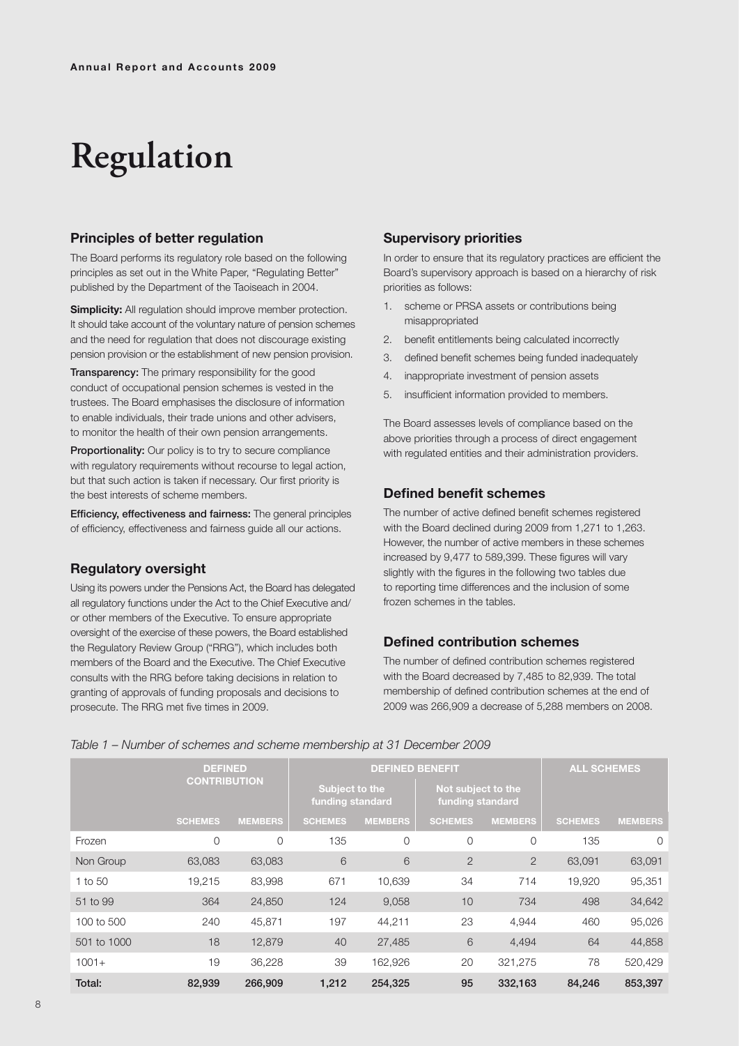# Regulation

## Principles of better regulation

The Board performs its regulatory role based on the following principles as set out in the White Paper, "Regulating Better" published by the Department of the Taoiseach in 2004.

**Simplicity:** All regulation should improve member protection. It should take account of the voluntary nature of pension schemes and the need for regulation that does not discourage existing pension provision or the establishment of new pension provision.

**Transparency:** The primary responsibility for the good conduct of occupational pension schemes is vested in the trustees. The Board emphasises the disclosure of information to enable individuals, their trade unions and other advisers, to monitor the health of their own pension arrangements.

**Proportionality:** Our policy is to try to secure compliance with regulatory requirements without recourse to legal action, but that such action is taken if necessary. Our first priority is the best interests of scheme members.

**Efficiency, effectiveness and fairness:** The general principles of efficiency, effectiveness and fairness guide all our actions.

## Regulatory oversight

Using its powers under the Pensions Act, the Board has delegated all regulatory functions under the Act to the Chief Executive and/or other members of the Executive. To ensure appropriate oversight of the exercise of these powers, the Board established the Regulatory Review Group ("RRG"), which includes both members of the Board and the Executive. The Chief Executive consults with the RRG before taking decisions in relation to granting of approvals of funding proposals and decisions to prosecute. The RRG met five times in 2009.

## Supervisory priorities

In order to ensure that its regulatory practices are efficient the Board's supervisory approach is based on a hierarchy of risk priorities as follows:

1. scheme or PRSA assets or contributions being misappropriated
2. benefit entitlements being calculated incorrectly
3. defined benefit schemes being funded inadequately
4. inappropriate investment of pension assets
5. insufficient information provided to members.

The Board assesses levels of compliance based on the above priorities through a process of direct engagement with regulated entities and their administration providers.

## Defined benefit schemes

The number of active defined benefit schemes registered with the Board declined during 2009 from 1,271 to 1,263. However, the number of active members in these schemes increased by 9,477 to 589,399. These figures will vary slightly with the figures in the following two tables due to reporting time differences and the inclusion of some frozen schemes in the tables.

## Defined contribution schemes

The number of defined contribution schemes registered with the Board decreased by 7,485 to 82,939. The total membership of defined contribution schemes at the end of 2009 was 266,909 a decrease of 5,288 members on 2008.

*Table 1 – Number of schemes and scheme membership at 31 December 2009*

| | DEFINED CONTRIBUTION | | DEFINED BENEFIT | | | | ALL SCHEMES | |
|---|---|---|---|---|---|---|---|---|
| | | | Subject to the funding standard | | Not subject to the funding standard | | | |
| | SCHEMES | MEMBERS | SCHEMES | MEMBERS | SCHEMES | MEMBERS | SCHEMES | MEMBERS |
| Frozen | 0 | 0 | 135 | 0 | 0 | 0 | 135 | 0 |
| Non Group | 63,083 | 63,083 | 6 | 6 | 2 | 2 | 63,091 | 63,091 |
| 1 to 50 | 19,215 | 83,998 | 671 | 10,639 | 34 | 714 | 19,920 | 95,351 |
| 51 to 99 | 364 | 24,850 | 124 | 9,058 | 10 | 734 | 498 | 34,642 |
| 100 to 500 | 240 | 45,871 | 197 | 44,211 | 23 | 4,944 | 460 | 95,026 |
| 501 to 1000 | 18 | 12,879 | 40 | 27,485 | 6 | 4,494 | 64 | 44,858 |
| 1001+ | 19 | 36,228 | 39 | 162,926 | 20 | 321,275 | 78 | 520,429 |
| **Total:** | **82,939** | **266,909** | **1,212** | **254,325** | **95** | **332,163** | **84,246** | **853,397** |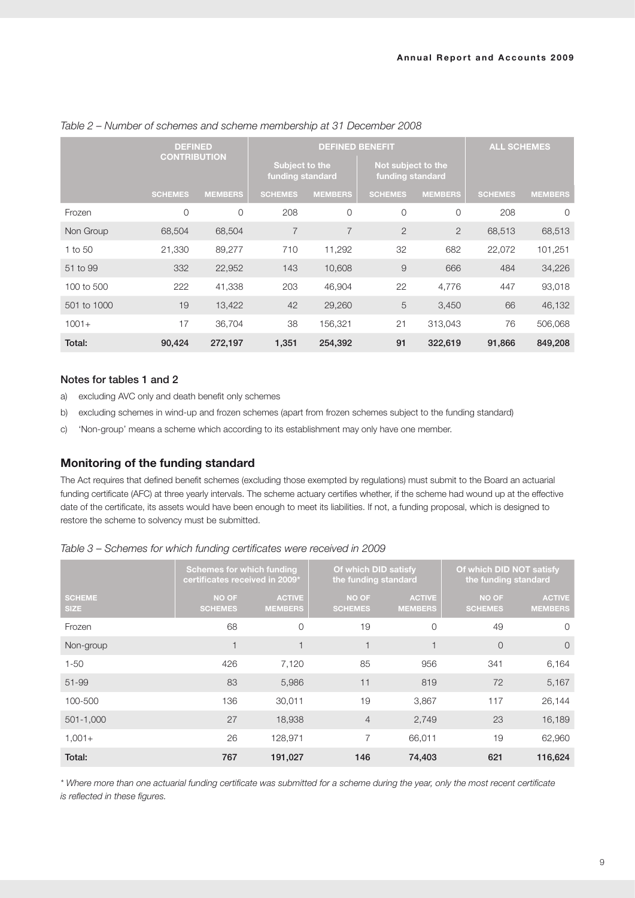*Table 2 – Number of schemes and scheme membership at 31 December 2008*

| | DEFINED CONTRIBUTION | | DEFINED BENEFIT | | | | ALL SCHEMES | |
|---|---|---|---|---|---|---|---|---|
| | | | Subject to the funding standard | | Not subject to the funding standard | | | |
| | SCHEMES | MEMBERS | SCHEMES | MEMBERS | SCHEMES | MEMBERS | SCHEMES | MEMBERS |
| Frozen | 0 | 0 | 208 | 0 | 0 | 0 | 208 | 0 |
| Non Group | 68,504 | 68,504 | 7 | 7 | 2 | 2 | 68,513 | 68,513 |
| 1 to 50 | 21,330 | 89,277 | 710 | 11,292 | 32 | 682 | 22,072 | 101,251 |
| 51 to 99 | 332 | 22,952 | 143 | 10,608 | 9 | 666 | 484 | 34,226 |
| 100 to 500 | 222 | 41,338 | 203 | 46,904 | 22 | 4,776 | 447 | 93,018 |
| 501 to 1000 | 19 | 13,422 | 42 | 29,260 | 5 | 3,450 | 66 | 46,132 |
| 1001+ | 17 | 36,704 | 38 | 156,321 | 21 | 313,043 | 76 | 506,068 |
| **Total:** | **90,424** | **272,197** | **1,351** | **254,392** | **91** | **322,619** | **91,866** | **849,208** |

### Notes for tables 1 and 2

a) excluding AVC only and death benefit only schemes

b) excluding schemes in wind-up and frozen schemes (apart from frozen schemes subject to the funding standard)

c) 'Non-group' means a scheme which according to its establishment may only have one member.

## Monitoring of the funding standard

The Act requires that defined benefit schemes (excluding those exempted by regulations) must submit to the Board an actuarial funding certificate (AFC) at three yearly intervals. The scheme actuary certifies whether, if the scheme had wound up at the effective date of the certificate, its assets would have been enough to meet its liabilities. If not, a funding proposal, which is designed to restore the scheme to solvency must be submitted.

*Table 3 – Schemes for which funding certificates were received in 2009*

| | Schemes for which funding certificates received in 2009* | | Of which DID satisfy the funding standard | | Of which DID NOT satisfy the funding standard | |
|---|---|---|---|---|---|---|
| SCHEME SIZE | NO OF SCHEMES | ACTIVE MEMBERS | NO OF SCHEMES | ACTIVE MEMBERS | NO OF SCHEMES | ACTIVE MEMBERS |
| Frozen | 68 | 0 | 19 | 0 | 49 | 0 |
| Non-group | 1 | 1 | 1 | 1 | 0 | 0 |
| 1-50 | 426 | 7,120 | 85 | 956 | 341 | 6,164 |
| 51-99 | 83 | 5,986 | 11 | 819 | 72 | 5,167 |
| 100-500 | 136 | 30,011 | 19 | 3,867 | 117 | 26,144 |
| 501-1,000 | 27 | 18,938 | 4 | 2,749 | 23 | 16,189 |
| 1,001+ | 26 | 128,971 | 7 | 66,011 | 19 | 62,960 |
| **Total:** | **767** | **191,027** | **146** | **74,403** | **621** | **116,624** |

*\* Where more than one actuarial funding certificate was submitted for a scheme during the year, only the most recent certificate is reflected in these figures.*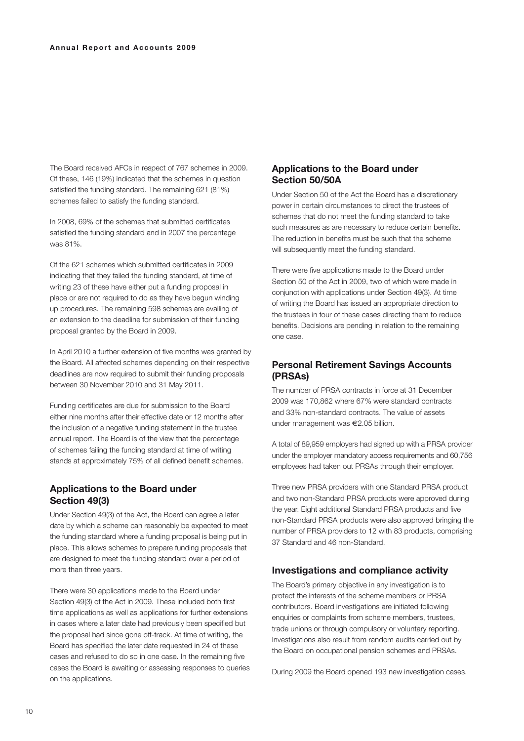The Board received AFCs in respect of 767 schemes in 2009. Of these, 146 (19%) indicated that the schemes in question satisfied the funding standard. The remaining 621 (81%) schemes failed to satisfy the funding standard.

In 2008, 69% of the schemes that submitted certificates satisfied the funding standard and in 2007 the percentage was 81%.

Of the 621 schemes which submitted certificates in 2009 indicating that they failed the funding standard, at time of writing 23 of these have either put a funding proposal in place or are not required to do as they have begun winding up procedures. The remaining 598 schemes are availing of an extension to the deadline for submission of their funding proposal granted by the Board in 2009.

In April 2010 a further extension of five months was granted by the Board. All affected schemes depending on their respective deadlines are now required to submit their funding proposals between 30 November 2010 and 31 May 2011.

Funding certificates are due for submission to the Board either nine months after their effective date or 12 months after the inclusion of a negative funding statement in the trustee annual report. The Board is of the view that the percentage of schemes failing the funding standard at time of writing stands at approximately 75% of all defined benefit schemes.

## Applications to the Board under Section 49(3)

Under Section 49(3) of the Act, the Board can agree a later date by which a scheme can reasonably be expected to meet the funding standard where a funding proposal is being put in place. This allows schemes to prepare funding proposals that are designed to meet the funding standard over a period of more than three years.

There were 30 applications made to the Board under Section 49(3) of the Act in 2009. These included both first time applications as well as applications for further extensions in cases where a later date had previously been specified but the proposal had since gone off-track. At time of writing, the Board has specified the later date requested in 24 of these cases and refused to do so in one case. In the remaining five cases the Board is awaiting or assessing responses to queries on the applications.

## Applications to the Board under Section 50/50A

Under Section 50 of the Act the Board has a discretionary power in certain circumstances to direct the trustees of schemes that do not meet the funding standard to take such measures as are necessary to reduce certain benefits. The reduction in benefits must be such that the scheme will subsequently meet the funding standard.

There were five applications made to the Board under Section 50 of the Act in 2009, two of which were made in conjunction with applications under Section 49(3). At time of writing the Board has issued an appropriate direction to the trustees in four of these cases directing them to reduce benefits. Decisions are pending in relation to the remaining one case.

## Personal Retirement Savings Accounts (PRSAs)

The number of PRSA contracts in force at 31 December 2009 was 170,862 where 67% were standard contracts and 33% non-standard contracts. The value of assets under management was €2.05 billion.

A total of 89,959 employers had signed up with a PRSA provider under the employer mandatory access requirements and 60,756 employees had taken out PRSAs through their employer.

Three new PRSA providers with one Standard PRSA product and two non-Standard PRSA products were approved during the year. Eight additional Standard PRSA products and five non-Standard PRSA products were also approved bringing the number of PRSA providers to 12 with 83 products, comprising 37 Standard and 46 non-Standard.

## Investigations and compliance activity

The Board's primary objective in any investigation is to protect the interests of the scheme members or PRSA contributors. Board investigations are initiated following enquiries or complaints from scheme members, trustees, trade unions or through compulsory or voluntary reporting. Investigations also result from random audits carried out by the Board on occupational pension schemes and PRSAs.

During 2009 the Board opened 193 new investigation cases.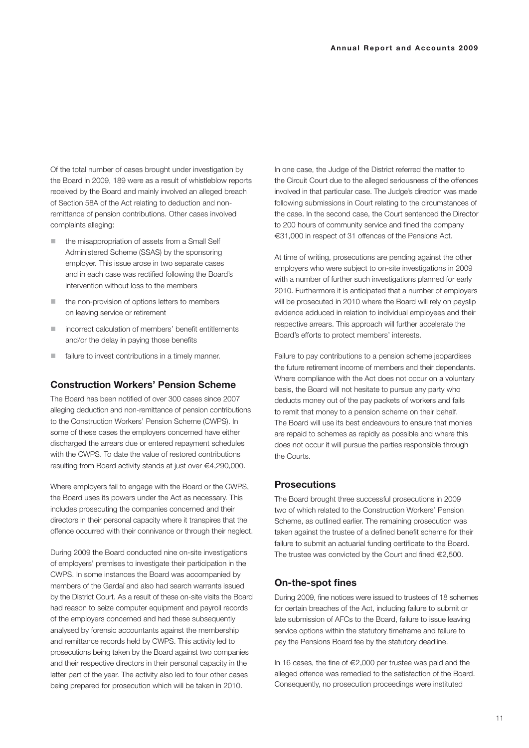Of the total number of cases brought under investigation by the Board in 2009, 189 were as a result of whistleblow reports received by the Board and mainly involved an alleged breach of Section 58A of the Act relating to deduction and non-remittance of pension contributions. Other cases involved complaints alleging:

- the misappropriation of assets from a Small Self Administered Scheme (SSAS) by the sponsoring employer. This issue arose in two separate cases and in each case was rectified following the Board's intervention without loss to the members
- the non-provision of options letters to members on leaving service or retirement
- incorrect calculation of members' benefit entitlements and/or the delay in paying those benefits
- failure to invest contributions in a timely manner.

## Construction Workers' Pension Scheme

The Board has been notified of over 300 cases since 2007 alleging deduction and non-remittance of pension contributions to the Construction Workers' Pension Scheme (CWPS). In some of these cases the employers concerned have either discharged the arrears due or entered repayment schedules with the CWPS. To date the value of restored contributions resulting from Board activity stands at just over €4,290,000.

Where employers fail to engage with the Board or the CWPS, the Board uses its powers under the Act as necessary. This includes prosecuting the companies concerned and their directors in their personal capacity where it transpires that the offence occurred with their connivance or through their neglect.

During 2009 the Board conducted nine on-site investigations of employers' premises to investigate their participation in the CWPS. In some instances the Board was accompanied by members of the Gardaí and also had search warrants issued by the District Court. As a result of these on-site visits the Board had reason to seize computer equipment and payroll records of the employers concerned and had these subsequently analysed by forensic accountants against the membership and remittance records held by CWPS. This activity led to prosecutions being taken by the Board against two companies and their respective directors in their personal capacity in the latter part of the year. The activity also led to four other cases being prepared for prosecution which will be taken in 2010.

In one case, the Judge of the District referred the matter to the Circuit Court due to the alleged seriousness of the offences involved in that particular case. The Judge's direction was made following submissions in Court relating to the circumstances of the case. In the second case, the Court sentenced the Director to 200 hours of community service and fined the company €31,000 in respect of 31 offences of the Pensions Act.

At time of writing, prosecutions are pending against the other employers who were subject to on-site investigations in 2009 with a number of further such investigations planned for early 2010. Furthermore it is anticipated that a number of employers will be prosecuted in 2010 where the Board will rely on payslip evidence adduced in relation to individual employees and their respective arrears. This approach will further accelerate the Board's efforts to protect members' interests.

Failure to pay contributions to a pension scheme jeopardises the future retirement income of members and their dependants. Where compliance with the Act does not occur on a voluntary basis, the Board will not hesitate to pursue any party who deducts money out of the pay packets of workers and fails to remit that money to a pension scheme on their behalf. The Board will use its best endeavours to ensure that monies are repaid to schemes as rapidly as possible and where this does not occur it will pursue the parties responsible through the Courts.

## Prosecutions

The Board brought three successful prosecutions in 2009 two of which related to the Construction Workers' Pension Scheme, as outlined earlier. The remaining prosecution was taken against the trustee of a defined benefit scheme for their failure to submit an actuarial funding certificate to the Board. The trustee was convicted by the Court and fined €2,500.

## On-the-spot fines

During 2009, fine notices were issued to trustees of 18 schemes for certain breaches of the Act, including failure to submit or late submission of AFCs to the Board, failure to issue leaving service options within the statutory timeframe and failure to pay the Pensions Board fee by the statutory deadline.

In 16 cases, the fine of €2,000 per trustee was paid and the alleged offence was remedied to the satisfaction of the Board. Consequently, no prosecution proceedings were instituted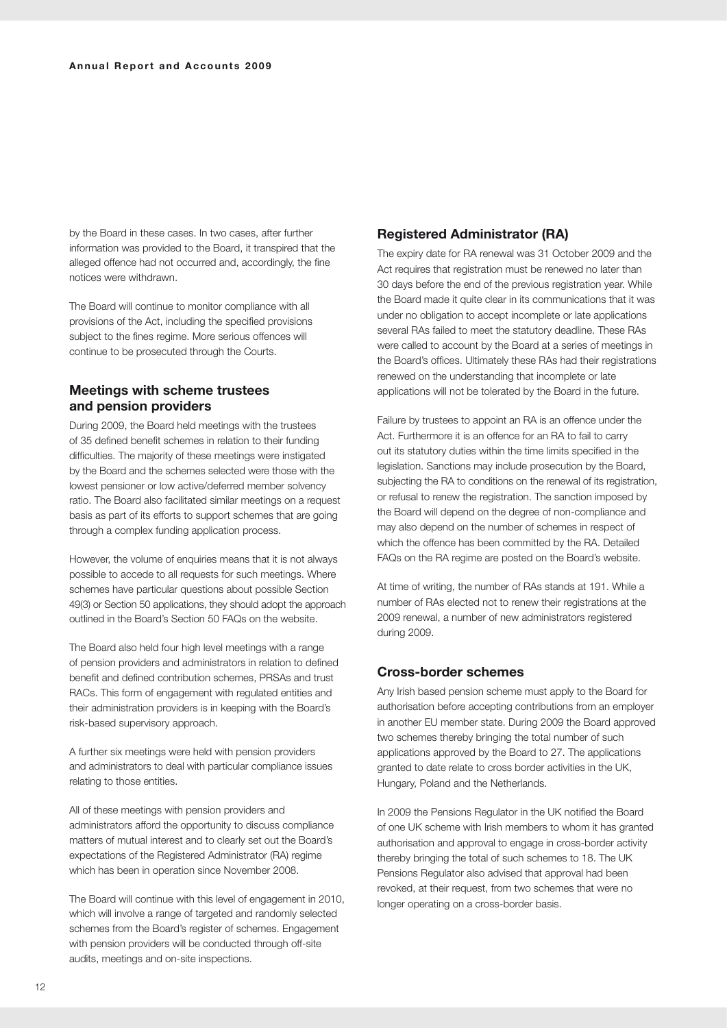by the Board in these cases. In two cases, after further information was provided to the Board, it transpired that the alleged offence had not occurred and, accordingly, the fine notices were withdrawn.

The Board will continue to monitor compliance with all provisions of the Act, including the specified provisions subject to the fines regime. More serious offences will continue to be prosecuted through the Courts.

### Meetings with scheme trustees and pension providers

During 2009, the Board held meetings with the trustees of 35 defined benefit schemes in relation to their funding difficulties. The majority of these meetings were instigated by the Board and the schemes selected were those with the lowest pensioner or low active/deferred member solvency ratio. The Board also facilitated similar meetings on a request basis as part of its efforts to support schemes that are going through a complex funding application process.

However, the volume of enquiries means that it is not always possible to accede to all requests for such meetings. Where schemes have particular questions about possible Section 49(3) or Section 50 applications, they should adopt the approach outlined in the Board's Section 50 FAQs on the website.

The Board also held four high level meetings with a range of pension providers and administrators in relation to defined benefit and defined contribution schemes, PRSAs and trust RACs. This form of engagement with regulated entities and their administration providers is in keeping with the Board's risk-based supervisory approach.

A further six meetings were held with pension providers and administrators to deal with particular compliance issues relating to those entities.

All of these meetings with pension providers and administrators afford the opportunity to discuss compliance matters of mutual interest and to clearly set out the Board's expectations of the Registered Administrator (RA) regime which has been in operation since November 2008.

The Board will continue with this level of engagement in 2010, which will involve a range of targeted and randomly selected schemes from the Board's register of schemes. Engagement with pension providers will be conducted through off-site audits, meetings and on-site inspections.

### Registered Administrator (RA)

The expiry date for RA renewal was 31 October 2009 and the Act requires that registration must be renewed no later than 30 days before the end of the previous registration year. While the Board made it quite clear in its communications that it was under no obligation to accept incomplete or late applications several RAs failed to meet the statutory deadline. These RAs were called to account by the Board at a series of meetings in the Board's offices. Ultimately these RAs had their registrations renewed on the understanding that incomplete or late applications will not be tolerated by the Board in the future.

Failure by trustees to appoint an RA is an offence under the Act. Furthermore it is an offence for an RA to fail to carry out its statutory duties within the time limits specified in the legislation. Sanctions may include prosecution by the Board, subjecting the RA to conditions on the renewal of its registration, or refusal to renew the registration. The sanction imposed by the Board will depend on the degree of non-compliance and may also depend on the number of schemes in respect of which the offence has been committed by the RA. Detailed FAQs on the RA regime are posted on the Board's website.

At time of writing, the number of RAs stands at 191. While a number of RAs elected not to renew their registrations at the 2009 renewal, a number of new administrators registered during 2009.

### Cross-border schemes

Any Irish based pension scheme must apply to the Board for authorisation before accepting contributions from an employer in another EU member state. During 2009 the Board approved two schemes thereby bringing the total number of such applications approved by the Board to 27. The applications granted to date relate to cross border activities in the UK, Hungary, Poland and the Netherlands.

In 2009 the Pensions Regulator in the UK notified the Board of one UK scheme with Irish members to whom it has granted authorisation and approval to engage in cross-border activity thereby bringing the total of such schemes to 18. The UK Pensions Regulator also advised that approval had been revoked, at their request, from two schemes that were no longer operating on a cross-border basis.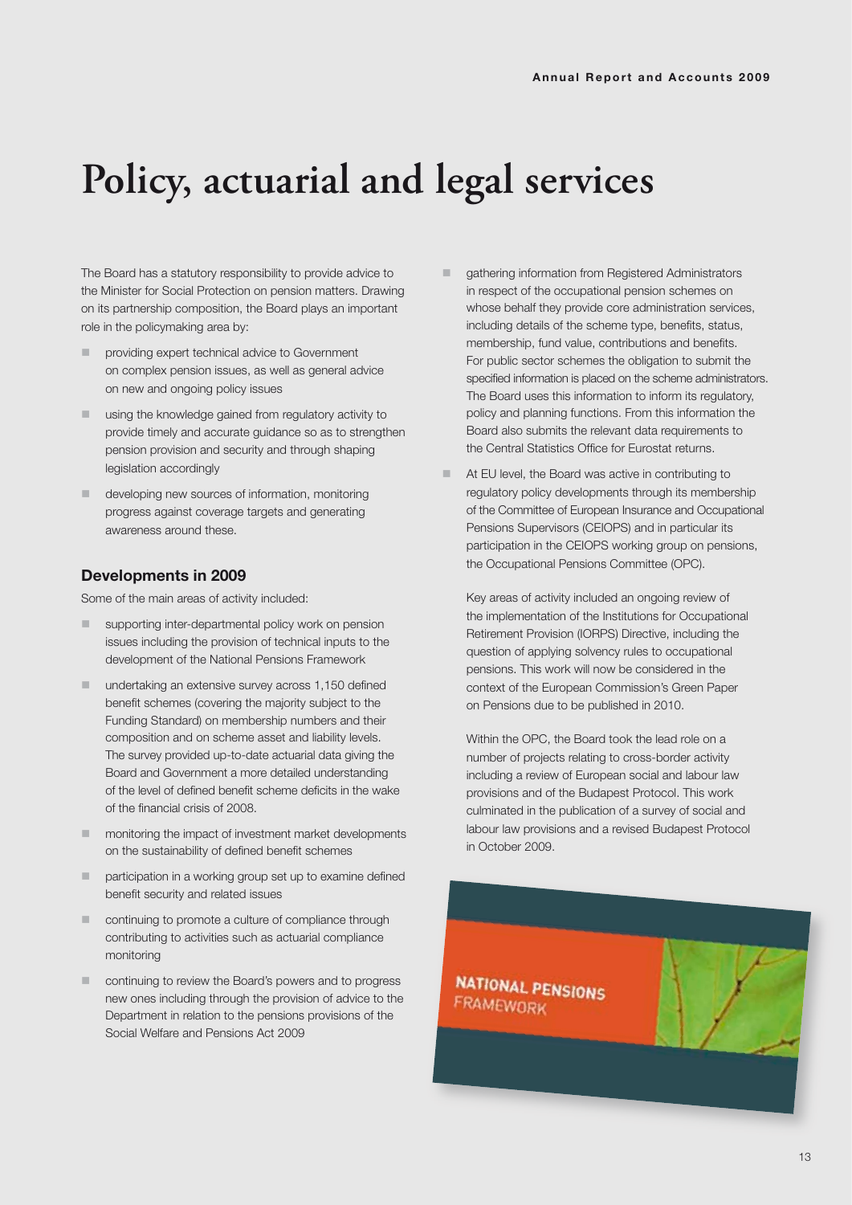# Policy, actuarial and legal services

The Board has a statutory responsibility to provide advice to the Minister for Social Protection on pension matters. Drawing on its partnership composition, the Board plays an important role in the policymaking area by:

- providing expert technical advice to Government on complex pension issues, as well as general advice on new and ongoing policy issues
- using the knowledge gained from regulatory activity to provide timely and accurate guidance so as to strengthen pension provision and security and through shaping legislation accordingly
- developing new sources of information, monitoring progress against coverage targets and generating awareness around these.

### Developments in 2009

Some of the main areas of activity included:

- supporting inter-departmental policy work on pension issues including the provision of technical inputs to the development of the National Pensions Framework
- undertaking an extensive survey across 1,150 defined benefit schemes (covering the majority subject to the Funding Standard) on membership numbers and their composition and on scheme asset and liability levels. The survey provided up-to-date actuarial data giving the Board and Government a more detailed understanding of the level of defined benefit scheme deficits in the wake of the financial crisis of 2008.
- monitoring the impact of investment market developments on the sustainability of defined benefit schemes
- participation in a working group set up to examine defined benefit security and related issues
- continuing to promote a culture of compliance through contributing to activities such as actuarial compliance monitoring
- continuing to review the Board's powers and to progress new ones including through the provision of advice to the Department in relation to the pensions provisions of the Social Welfare and Pensions Act 2009
- gathering information from Registered Administrators in respect of the occupational pension schemes on whose behalf they provide core administration services, including details of the scheme type, benefits, status, membership, fund value, contributions and benefits. For public sector schemes the obligation to submit the specified information is placed on the scheme administrators. The Board uses this information to inform its regulatory, policy and planning functions. From this information the Board also submits the relevant data requirements to the Central Statistics Office for Eurostat returns.
- At EU level, the Board was active in contributing to regulatory policy developments through its membership of the Committee of European Insurance and Occupational Pensions Supervisors (CEIOPS) and in particular its participation in the CEIOPS working group on pensions, the Occupational Pensions Committee (OPC).

  Key areas of activity included an ongoing review of the implementation of the Institutions for Occupational Retirement Provision (IORPS) Directive, including the question of applying solvency rules to occupational pensions. This work will now be considered in the context of the European Commission's Green Paper on Pensions due to be published in 2010.

  Within the OPC, the Board took the lead role on a number of projects relating to cross-border activity including a review of European social and labour law provisions and of the Budapest Protocol. This work culminated in the publication of a survey of social and labour law provisions and a revised Budapest Protocol in October 2009.

NATIONAL PENSIONS FRAMEWORK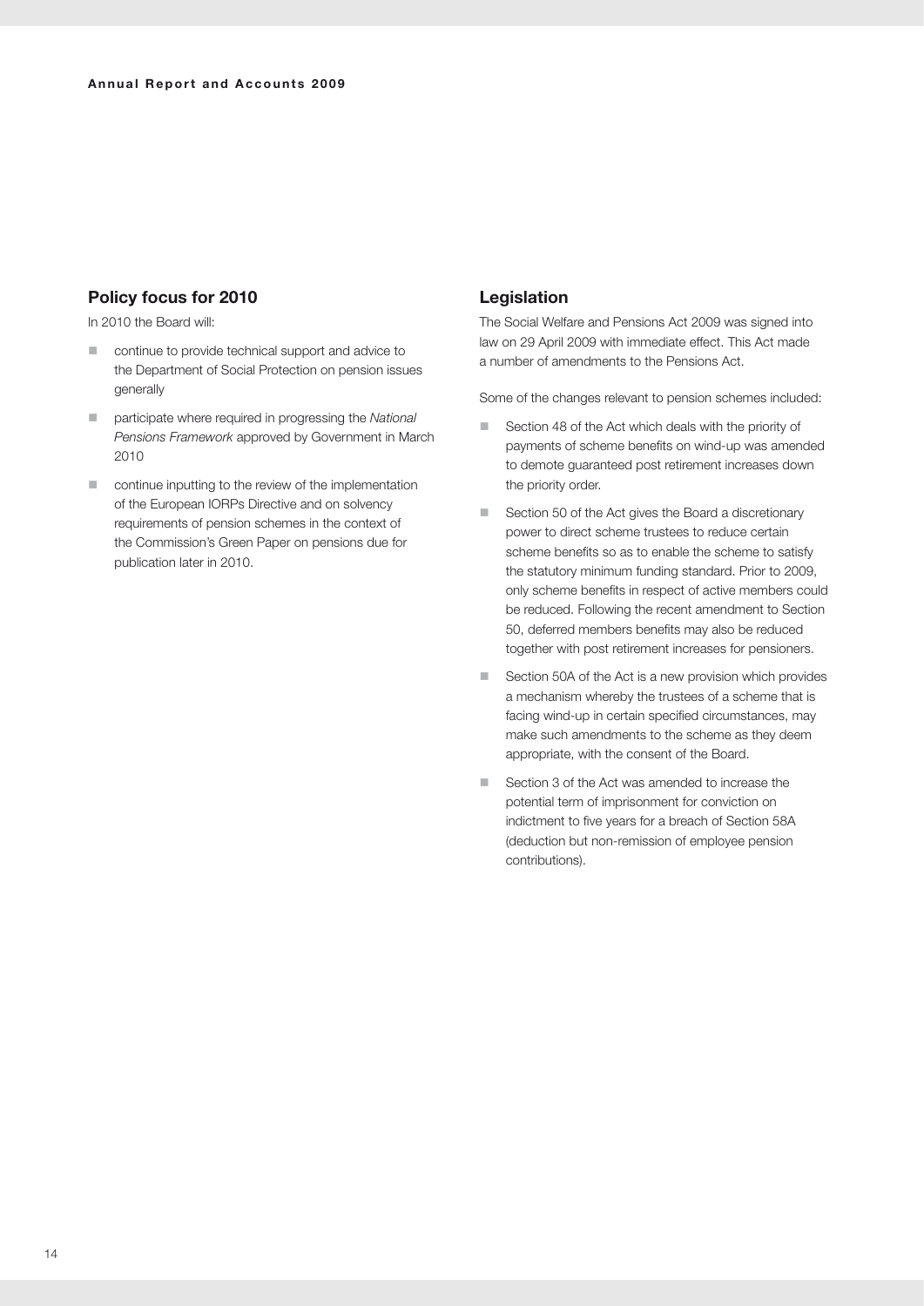## Policy focus for 2010

In 2010 the Board will:

- continue to provide technical support and advice to the Department of Social Protection on pension issues generally
- participate where required in progressing the *National Pensions Framework* approved by Government in March 2010
- continue inputting to the review of the implementation of the European IORPs Directive and on solvency requirements of pension schemes in the context of the Commission's Green Paper on pensions due for publication later in 2010.

## Legislation

The Social Welfare and Pensions Act 2009 was signed into law on 29 April 2009 with immediate effect. This Act made a number of amendments to the Pensions Act.

Some of the changes relevant to pension schemes included:

- Section 48 of the Act which deals with the priority of payments of scheme benefits on wind-up was amended to demote guaranteed post retirement increases down the priority order.
- Section 50 of the Act gives the Board a discretionary power to direct scheme trustees to reduce certain scheme benefits so as to enable the scheme to satisfy the statutory minimum funding standard. Prior to 2009, only scheme benefits in respect of active members could be reduced. Following the recent amendment to Section 50, deferred members benefits may also be reduced together with post retirement increases for pensioners.
- Section 50A of the Act is a new provision which provides a mechanism whereby the trustees of a scheme that is facing wind-up in certain specified circumstances, may make such amendments to the scheme as they deem appropriate, with the consent of the Board.
- Section 3 of the Act was amended to increase the potential term of imprisonment for conviction on indictment to five years for a breach of Section 58A (deduction but non-remission of employee pension contributions).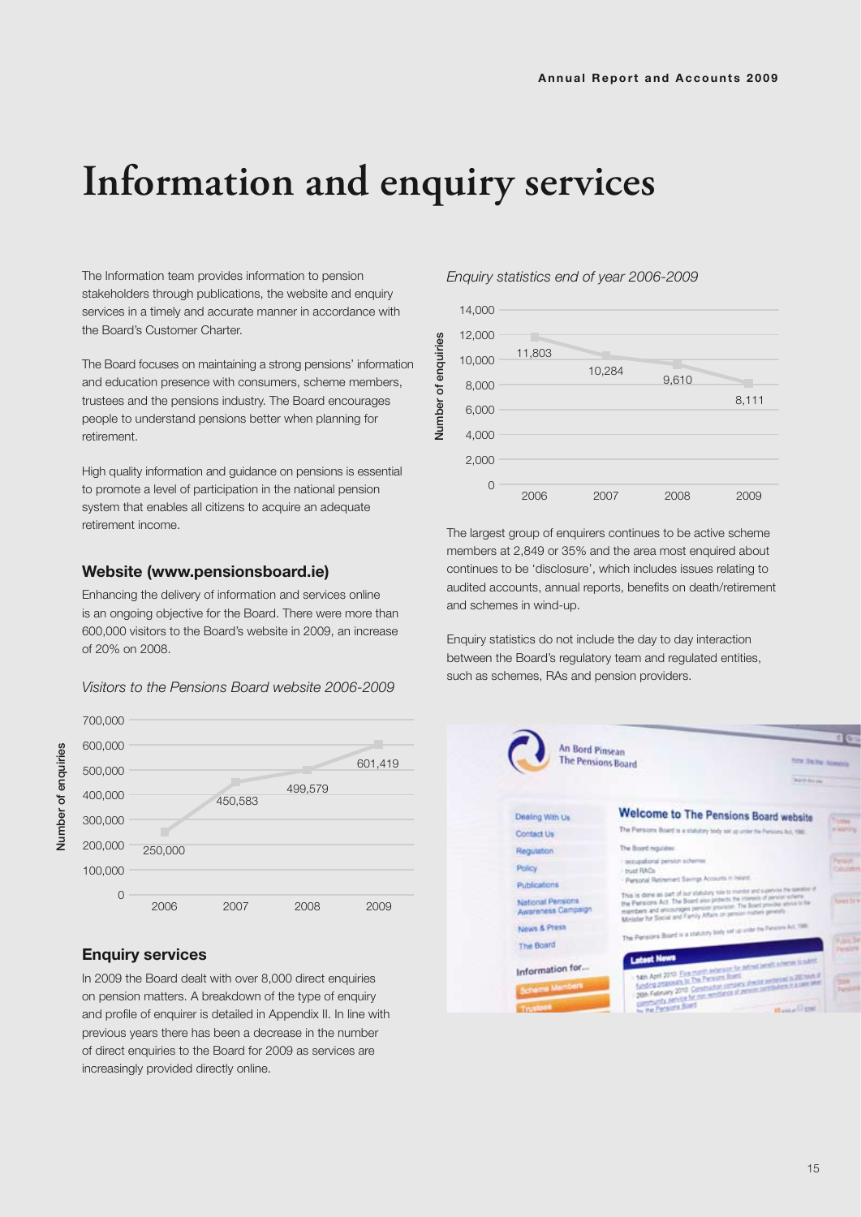# Information and enquiry services

The Information team provides information to pension stakeholders through publications, the website and enquiry services in a timely and accurate manner in accordance with the Board's Customer Charter.

The Board focuses on maintaining a strong pensions' information and education presence with consumers, scheme members, trustees and the pensions industry. The Board encourages people to understand pensions better when planning for retirement.

High quality information and guidance on pensions is essential to promote a level of participation in the national pension system that enables all citizens to acquire an adequate retirement income.

### Website (www.pensionsboard.ie)

Enhancing the delivery of information and services online is an ongoing objective for the Board. There were more than 600,000 visitors to the Board's website in 2009, an increase of 20% on 2008.

*Visitors to the Pensions Board website 2006-2009*

Number of enquiries

700,000
600,000
500,000
400,000
300,000
200,000
100,000
0

250,000
450,583
499,579
601,419

2006 2007 2008 2009

### Enquiry services

In 2009 the Board dealt with over 8,000 direct enquiries on pension matters. A breakdown of the type of enquiry and profile of enquirer is detailed in Appendix II. In line with previous years there has been a decrease in the number of direct enquiries to the Board for 2009 as services are increasingly provided directly online.

*Enquiry statistics end of year 2006-2009*

Number of enquiries

14,000
12,000
10,000
8,000
6,000
4,000
2,000
0

11,803
10,284
9,610
8,111

2006 2007 2008 2009

The largest group of enquirers continues to be active scheme members at 2,849 or 35% and the area most enquired about continues to be 'disclosure', which includes issues relating to audited accounts, annual reports, benefits on death/retirement and schemes in wind-up.

Enquiry statistics do not include the day to day interaction between the Board's regulatory team and regulated entities, such as schemes, RAs and pension providers.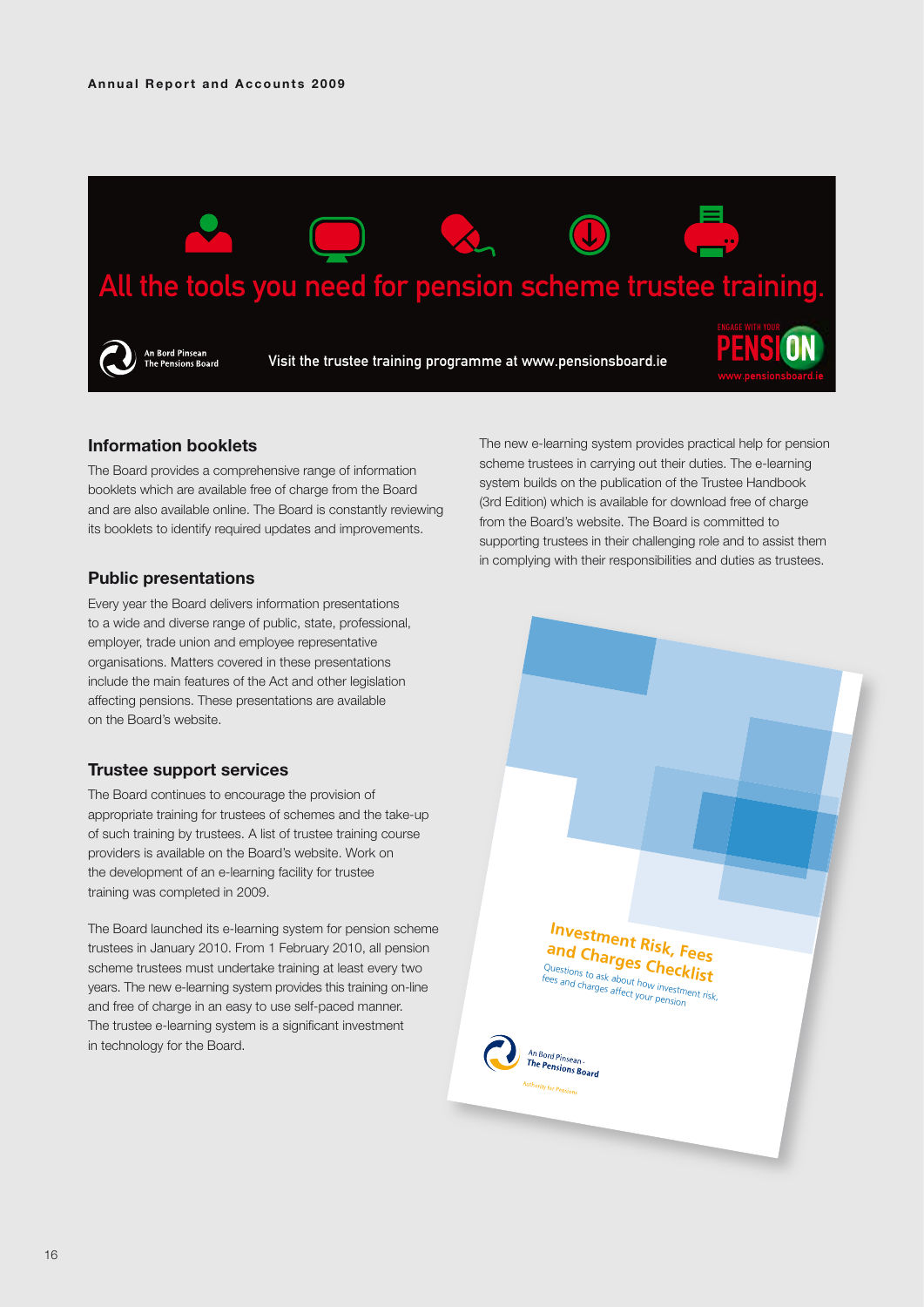All the tools you need for pension scheme trustee training.

An Bord Pinsean
The Pensions Board

Visit the trustee training programme at www.pensionsboard.ie

ENGAGE WITH YOUR PENSION
www.pensionsboard.ie

### Information booklets

The Board provides a comprehensive range of information booklets which are available free of charge from the Board and are also available online. The Board is constantly reviewing its booklets to identify required updates and improvements.

### Public presentations

Every year the Board delivers information presentations to a wide and diverse range of public, state, professional, employer, trade union and employee representative organisations. Matters covered in these presentations include the main features of the Act and other legislation affecting pensions. These presentations are available on the Board's website.

### Trustee support services

The Board continues to encourage the provision of appropriate training for trustees of schemes and the take-up of such training by trustees. A list of trustee training course providers is available on the Board's website. Work on the development of an e-learning facility for trustee training was completed in 2009.

The Board launched its e-learning system for pension scheme trustees in January 2010. From 1 February 2010, all pension scheme trustees must undertake training at least every two years. The new e-learning system provides this training on-line and free of charge in an easy to use self-paced manner. The trustee e-learning system is a significant investment in technology for the Board.

The new e-learning system provides practical help for pension scheme trustees in carrying out their duties. The e-learning system builds on the publication of the Trustee Handbook (3rd Edition) which is available for download free of charge from the Board's website. The Board is committed to supporting trustees in their challenging role and to assist them in complying with their responsibilities and duties as trustees.

Investment Risk, Fees and Charges Checklist
Questions to ask about how investment risk, fees and charges affect your pension

An Bord Pinsean - The Pensions Board
Authority for Pensions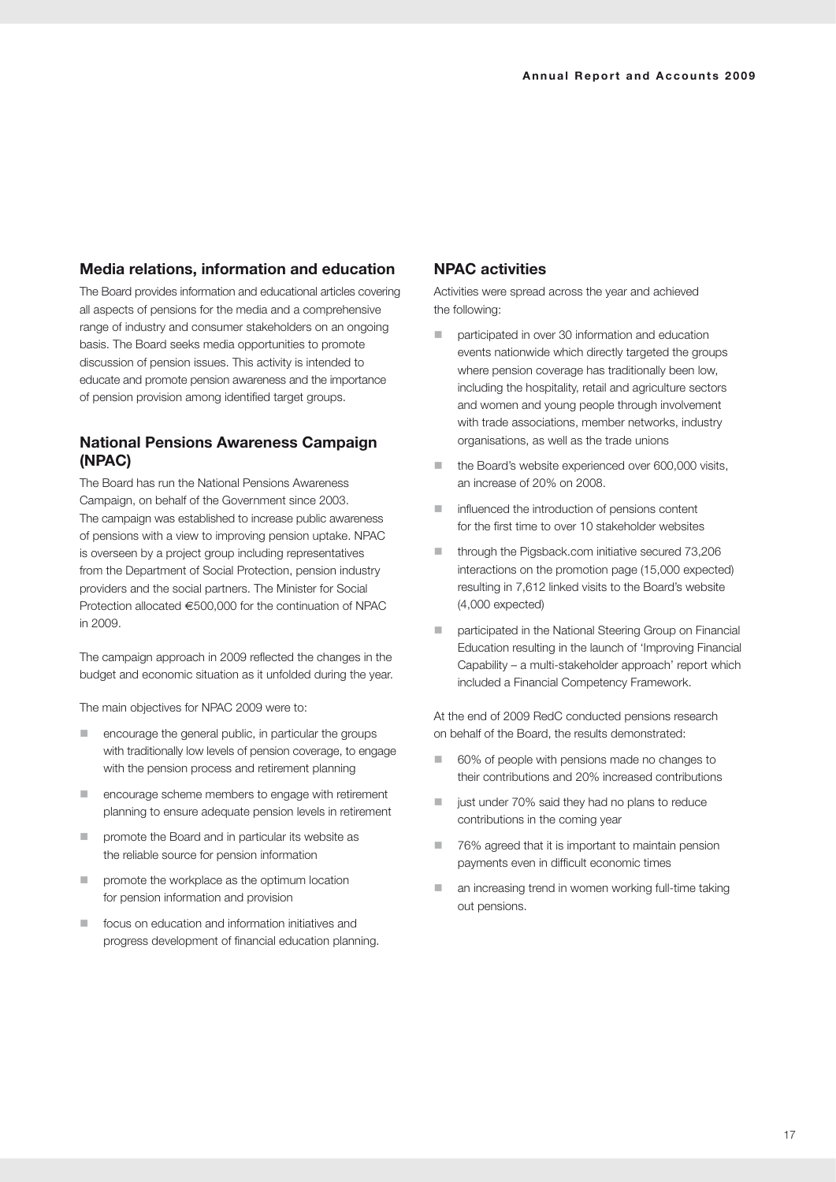## Media relations, information and education

The Board provides information and educational articles covering all aspects of pensions for the media and a comprehensive range of industry and consumer stakeholders on an ongoing basis. The Board seeks media opportunities to promote discussion of pension issues. This activity is intended to educate and promote pension awareness and the importance of pension provision among identified target groups.

## National Pensions Awareness Campaign (NPAC)

The Board has run the National Pensions Awareness Campaign, on behalf of the Government since 2003. The campaign was established to increase public awareness of pensions with a view to improving pension uptake. NPAC is overseen by a project group including representatives from the Department of Social Protection, pension industry providers and the social partners. The Minister for Social Protection allocated €500,000 for the continuation of NPAC in 2009.

The campaign approach in 2009 reflected the changes in the budget and economic situation as it unfolded during the year.

The main objectives for NPAC 2009 were to:

- encourage the general public, in particular the groups with traditionally low levels of pension coverage, to engage with the pension process and retirement planning
- encourage scheme members to engage with retirement planning to ensure adequate pension levels in retirement
- promote the Board and in particular its website as the reliable source for pension information
- promote the workplace as the optimum location for pension information and provision
- focus on education and information initiatives and progress development of financial education planning.

## NPAC activities

Activities were spread across the year and achieved the following:

- participated in over 30 information and education events nationwide which directly targeted the groups where pension coverage has traditionally been low, including the hospitality, retail and agriculture sectors and women and young people through involvement with trade associations, member networks, industry organisations, as well as the trade unions
- the Board's website experienced over 600,000 visits, an increase of 20% on 2008.
- influenced the introduction of pensions content for the first time to over 10 stakeholder websites
- through the Pigsback.com initiative secured 73,206 interactions on the promotion page (15,000 expected) resulting in 7,612 linked visits to the Board's website (4,000 expected)
- participated in the National Steering Group on Financial Education resulting in the launch of 'Improving Financial Capability – a multi-stakeholder approach' report which included a Financial Competency Framework.

At the end of 2009 RedC conducted pensions research on behalf of the Board, the results demonstrated:

- 60% of people with pensions made no changes to their contributions and 20% increased contributions
- just under 70% said they had no plans to reduce contributions in the coming year
- 76% agreed that it is important to maintain pension payments even in difficult economic times
- an increasing trend in women working full-time taking out pensions.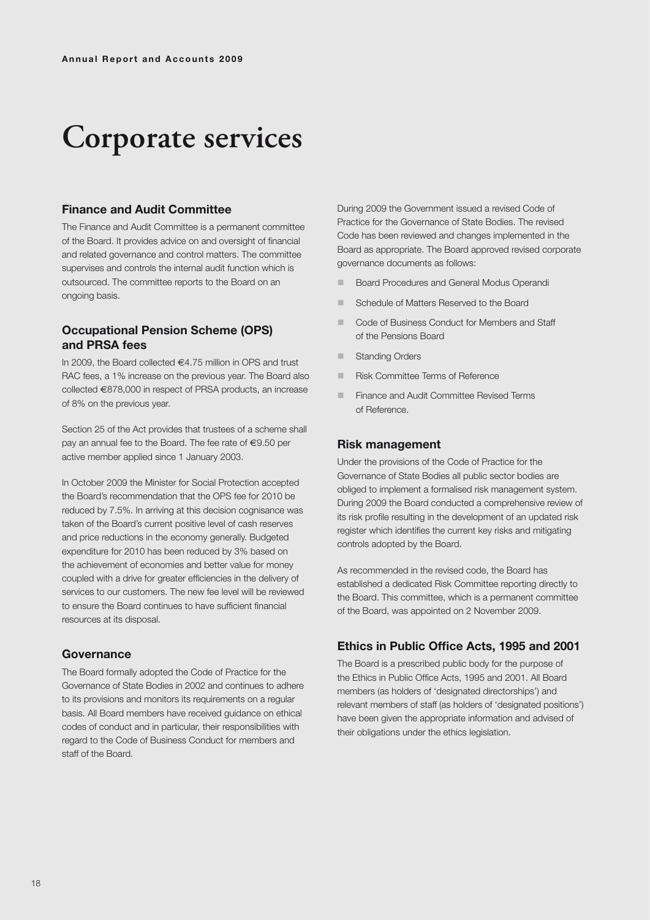# Corporate services

## Finance and Audit Committee

The Finance and Audit Committee is a permanent committee of the Board. It provides advice on and oversight of financial and related governance and control matters. The committee supervises and controls the internal audit function which is outsourced. The committee reports to the Board on an ongoing basis.

## Occupational Pension Scheme (OPS) and PRSA fees

In 2009, the Board collected €4.75 million in OPS and trust RAC fees, a 1% increase on the previous year. The Board also collected €878,000 in respect of PRSA products, an increase of 8% on the previous year.

Section 25 of the Act provides that trustees of a scheme shall pay an annual fee to the Board. The fee rate of €9.50 per active member applied since 1 January 2003.

In October 2009 the Minister for Social Protection accepted the Board's recommendation that the OPS fee for 2010 be reduced by 7.5%. In arriving at this decision cognisance was taken of the Board's current positive level of cash reserves and price reductions in the economy generally. Budgeted expenditure for 2010 has been reduced by 3% based on the achievement of economies and better value for money coupled with a drive for greater efficiencies in the delivery of services to our customers. The new fee level will be reviewed to ensure the Board continues to have sufficient financial resources at its disposal.

## Governance

The Board formally adopted the Code of Practice for the Governance of State Bodies in 2002 and continues to adhere to its provisions and monitors its requirements on a regular basis. All Board members have received guidance on ethical codes of conduct and in particular, their responsibilities with regard to the Code of Business Conduct for members and staff of the Board.

During 2009 the Government issued a revised Code of Practice for the Governance of State Bodies. The revised Code has been reviewed and changes implemented in the Board as appropriate. The Board approved revised corporate governance documents as follows:

- Board Procedures and General Modus Operandi
- Schedule of Matters Reserved to the Board
- Code of Business Conduct for Members and Staff of the Pensions Board
- Standing Orders
- Risk Committee Terms of Reference
- Finance and Audit Committee Revised Terms of Reference.

## Risk management

Under the provisions of the Code of Practice for the Governance of State Bodies all public sector bodies are obliged to implement a formalised risk management system. During 2009 the Board conducted a comprehensive review of its risk profile resulting in the development of an updated risk register which identifies the current key risks and mitigating controls adopted by the Board.

As recommended in the revised code, the Board has established a dedicated Risk Committee reporting directly to the Board. This committee, which is a permanent committee of the Board, was appointed on 2 November 2009.

## Ethics in Public Office Acts, 1995 and 2001

The Board is a prescribed public body for the purpose of the Ethics in Public Office Acts, 1995 and 2001. All Board members (as holders of 'designated directorships') and relevant members of staff (as holders of 'designated positions') have been given the appropriate information and advised of their obligations under the ethics legislation.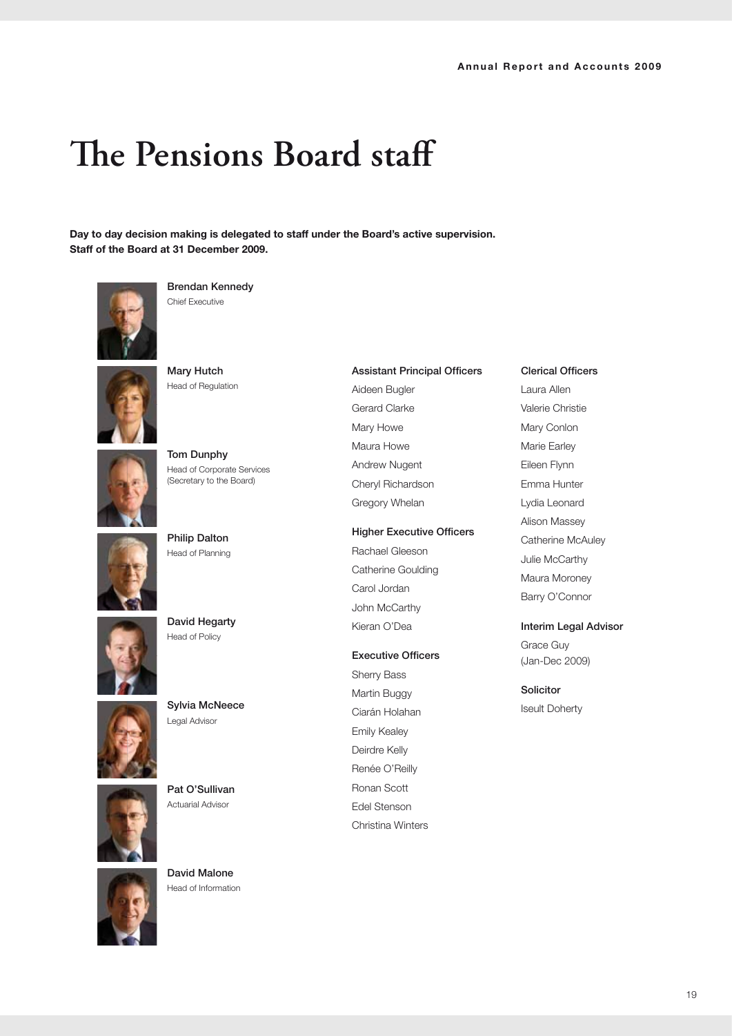# The Pensions Board staff

**Day to day decision making is delegated to staff under the Board's active supervision. Staff of the Board at 31 December 2009.**

**Brendan Kennedy**
Chief Executive

**Mary Hutch**
Head of Regulation

**Tom Dunphy**
Head of Corporate Services (Secretary to the Board)

**Philip Dalton**
Head of Planning

**David Hegarty**
Head of Policy

**Sylvia McNeece**
Legal Advisor

**Pat O'Sullivan**
Actuarial Advisor

**David Malone**
Head of Information

**Assistant Principal Officers**

Aideen Bugler
Gerard Clarke
Mary Howe
Maura Howe
Andrew Nugent
Cheryl Richardson
Gregory Whelan

**Higher Executive Officers**

Rachael Gleeson
Catherine Goulding
Carol Jordan
John McCarthy
Kieran O'Dea

**Executive Officers**

Sherry Bass
Martin Buggy
Ciarán Holahan
Emily Kealey
Deirdre Kelly
Renée O'Reilly
Ronan Scott
Edel Stenson
Christina Winters

**Clerical Officers**

Laura Allen
Valerie Christie
Mary Conlon
Marie Earley
Eileen Flynn
Emma Hunter
Lydia Leonard
Alison Massey
Catherine McAuley
Julie McCarthy
Maura Moroney
Barry O'Connor

**Interim Legal Advisor**

Grace Guy
(Jan-Dec 2009)

**Solicitor**

Iseult Doherty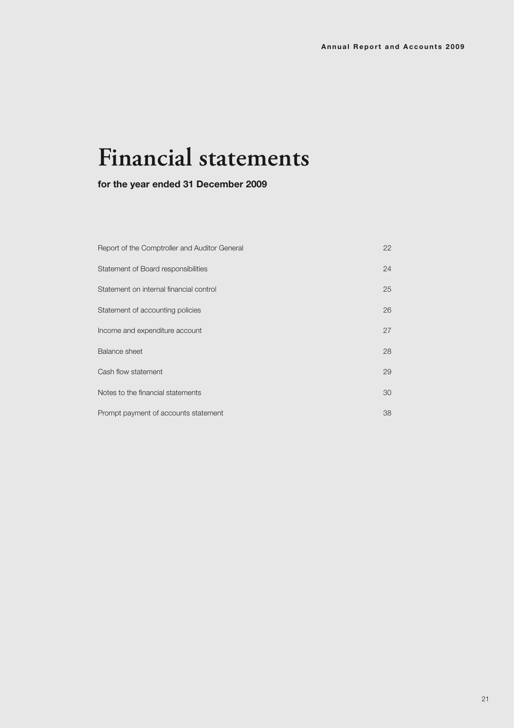# Financial statements

**for the year ended 31 December 2009**

| | |
|---|---|
| Report of the Comptroller and Auditor General | 22 |
| Statement of Board responsibilities | 24 |
| Statement on internal financial control | 25 |
| Statement of accounting policies | 26 |
| Income and expenditure account | 27 |
| Balance sheet | 28 |
| Cash flow statement | 29 |
| Notes to the financial statements | 30 |
| Prompt payment of accounts statement | 38 |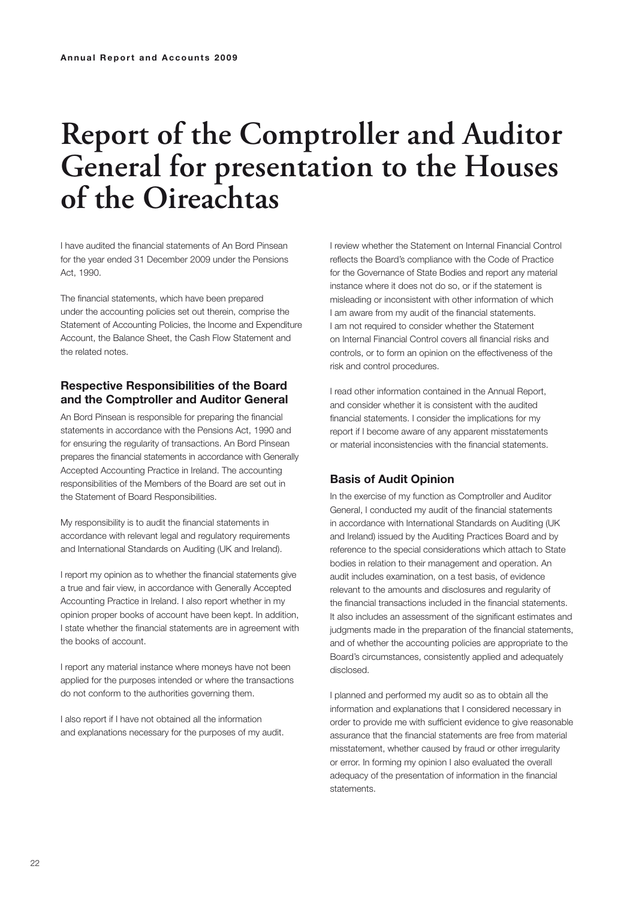# Report of the Comptroller and Auditor General for presentation to the Houses of the Oireachtas

I have audited the financial statements of An Bord Pinsean for the year ended 31 December 2009 under the Pensions Act, 1990.

The financial statements, which have been prepared under the accounting policies set out therein, comprise the Statement of Accounting Policies, the Income and Expenditure Account, the Balance Sheet, the Cash Flow Statement and the related notes.

### Respective Responsibilities of the Board and the Comptroller and Auditor General

An Bord Pinsean is responsible for preparing the financial statements in accordance with the Pensions Act, 1990 and for ensuring the regularity of transactions. An Bord Pinsean prepares the financial statements in accordance with Generally Accepted Accounting Practice in Ireland. The accounting responsibilities of the Members of the Board are set out in the Statement of Board Responsibilities.

My responsibility is to audit the financial statements in accordance with relevant legal and regulatory requirements and International Standards on Auditing (UK and Ireland).

I report my opinion as to whether the financial statements give a true and fair view, in accordance with Generally Accepted Accounting Practice in Ireland. I also report whether in my opinion proper books of account have been kept. In addition, I state whether the financial statements are in agreement with the books of account.

I report any material instance where moneys have not been applied for the purposes intended or where the transactions do not conform to the authorities governing them.

I also report if I have not obtained all the information and explanations necessary for the purposes of my audit.

I review whether the Statement on Internal Financial Control reflects the Board's compliance with the Code of Practice for the Governance of State Bodies and report any material instance where it does not do so, or if the statement is misleading or inconsistent with other information of which I am aware from my audit of the financial statements. I am not required to consider whether the Statement on Internal Financial Control covers all financial risks and controls, or to form an opinion on the effectiveness of the risk and control procedures.

I read other information contained in the Annual Report, and consider whether it is consistent with the audited financial statements. I consider the implications for my report if I become aware of any apparent misstatements or material inconsistencies with the financial statements.

### Basis of Audit Opinion

In the exercise of my function as Comptroller and Auditor General, I conducted my audit of the financial statements in accordance with International Standards on Auditing (UK and Ireland) issued by the Auditing Practices Board and by reference to the special considerations which attach to State bodies in relation to their management and operation. An audit includes examination, on a test basis, of evidence relevant to the amounts and disclosures and regularity of the financial transactions included in the financial statements. It also includes an assessment of the significant estimates and judgments made in the preparation of the financial statements, and of whether the accounting policies are appropriate to the Board's circumstances, consistently applied and adequately disclosed.

I planned and performed my audit so as to obtain all the information and explanations that I considered necessary in order to provide me with sufficient evidence to give reasonable assurance that the financial statements are free from material misstatement, whether caused by fraud or other irregularity or error. In forming my opinion I also evaluated the overall adequacy of the presentation of information in the financial statements.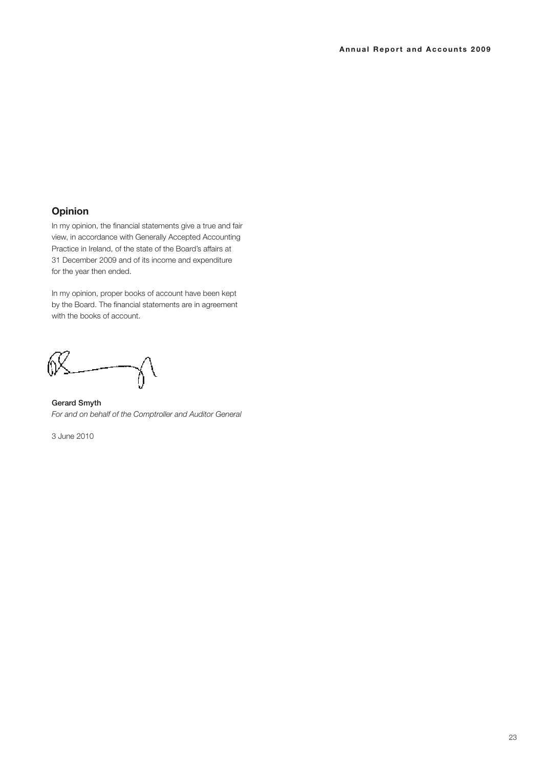## Opinion

In my opinion, the financial statements give a true and fair view, in accordance with Generally Accepted Accounting Practice in Ireland, of the state of the Board's affairs at 31 December 2009 and of its income and expenditure for the year then ended.

In my opinion, proper books of account have been kept by the Board. The financial statements are in agreement with the books of account.

**Gerard Smyth**
*For and on behalf of the Comptroller and Auditor General*

3 June 2010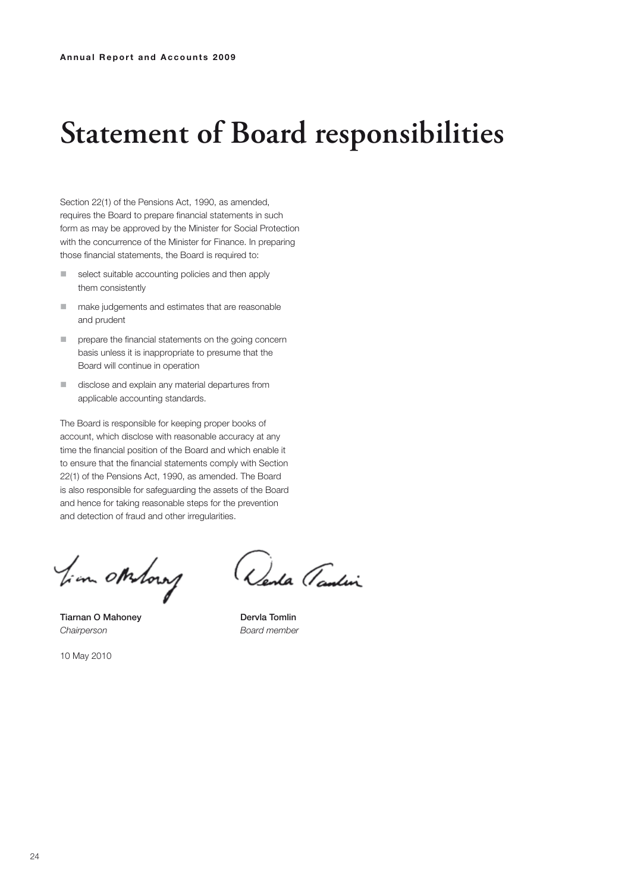# Statement of Board responsibilities

Section 22(1) of the Pensions Act, 1990, as amended, requires the Board to prepare financial statements in such form as may be approved by the Minister for Social Protection with the concurrence of the Minister for Finance. In preparing those financial statements, the Board is required to:

- select suitable accounting policies and then apply them consistently
- make judgements and estimates that are reasonable and prudent
- prepare the financial statements on the going concern basis unless it is inappropriate to presume that the Board will continue in operation
- disclose and explain any material departures from applicable accounting standards.

The Board is responsible for keeping proper books of account, which disclose with reasonable accuracy at any time the financial position of the Board and which enable it to ensure that the financial statements comply with Section 22(1) of the Pensions Act, 1990, as amended. The Board is also responsible for safeguarding the assets of the Board and hence for taking reasonable steps for the prevention and detection of fraud and other irregularities.

**Tiarnan O Mahoney**
*Chairperson*

**Dervla Tomlin**
*Board member*

10 May 2010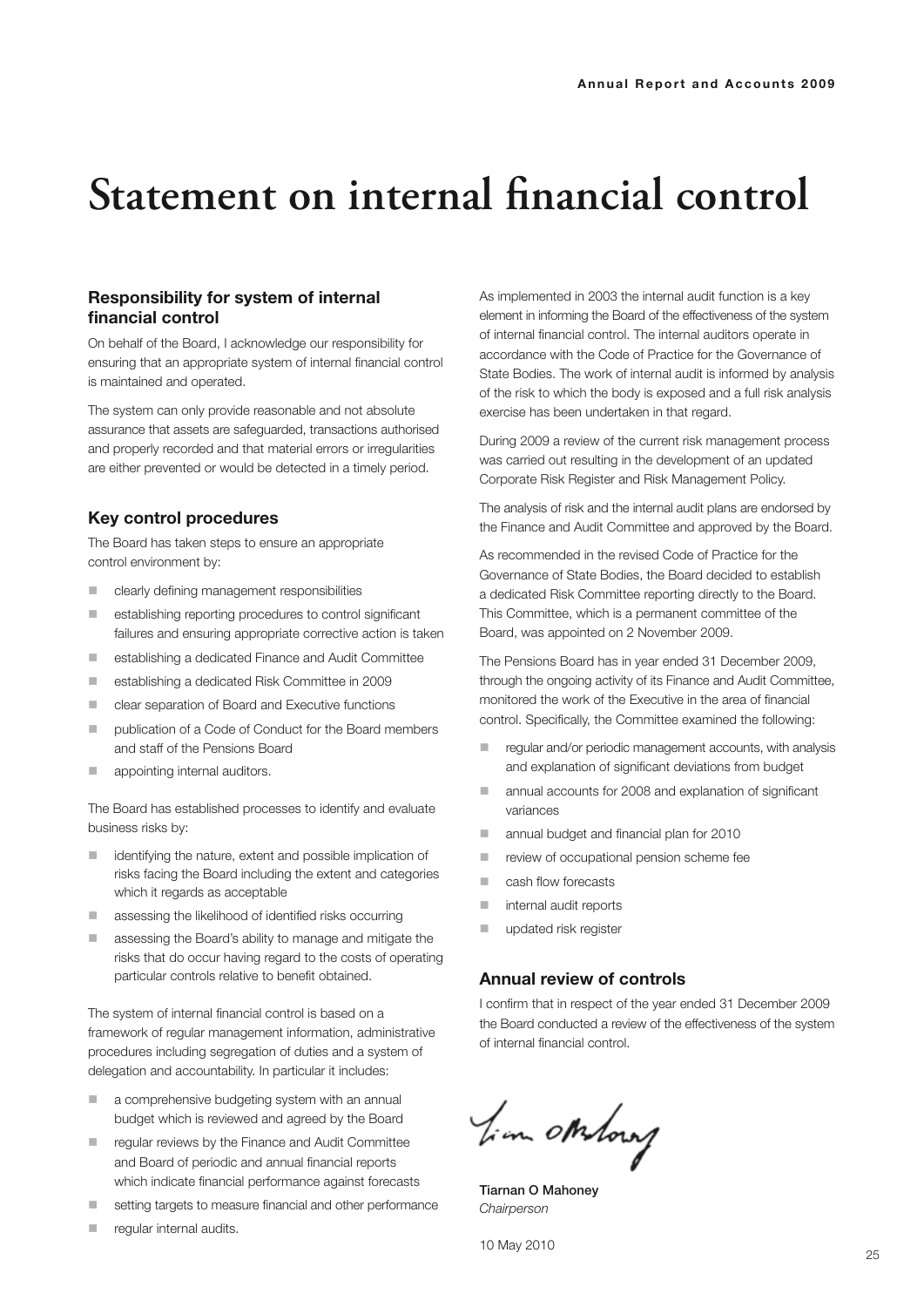# Statement on internal financial control

## Responsibility for system of internal financial control

On behalf of the Board, I acknowledge our responsibility for ensuring that an appropriate system of internal financial control is maintained and operated.

The system can only provide reasonable and not absolute assurance that assets are safeguarded, transactions authorised and properly recorded and that material errors or irregularities are either prevented or would be detected in a timely period.

## Key control procedures

The Board has taken steps to ensure an appropriate control environment by:

- clearly defining management responsibilities
- establishing reporting procedures to control significant failures and ensuring appropriate corrective action is taken
- establishing a dedicated Finance and Audit Committee
- establishing a dedicated Risk Committee in 2009
- clear separation of Board and Executive functions
- publication of a Code of Conduct for the Board members and staff of the Pensions Board
- appointing internal auditors.

The Board has established processes to identify and evaluate business risks by:

- identifying the nature, extent and possible implication of risks facing the Board including the extent and categories which it regards as acceptable
- assessing the likelihood of identified risks occurring
- assessing the Board's ability to manage and mitigate the risks that do occur having regard to the costs of operating particular controls relative to benefit obtained.

The system of internal financial control is based on a framework of regular management information, administrative procedures including segregation of duties and a system of delegation and accountability. In particular it includes:

- a comprehensive budgeting system with an annual budget which is reviewed and agreed by the Board
- regular reviews by the Finance and Audit Committee and Board of periodic and annual financial reports which indicate financial performance against forecasts
- setting targets to measure financial and other performance
- regular internal audits.

As implemented in 2003 the internal audit function is a key element in informing the Board of the effectiveness of the system of internal financial control. The internal auditors operate in accordance with the Code of Practice for the Governance of State Bodies. The work of internal audit is informed by analysis of the risk to which the body is exposed and a full risk analysis exercise has been undertaken in that regard.

During 2009 a review of the current risk management process was carried out resulting in the development of an updated Corporate Risk Register and Risk Management Policy.

The analysis of risk and the internal audit plans are endorsed by the Finance and Audit Committee and approved by the Board.

As recommended in the revised Code of Practice for the Governance of State Bodies, the Board decided to establish a dedicated Risk Committee reporting directly to the Board. This Committee, which is a permanent committee of the Board, was appointed on 2 November 2009.

The Pensions Board has in year ended 31 December 2009, through the ongoing activity of its Finance and Audit Committee, monitored the work of the Executive in the area of financial control. Specifically, the Committee examined the following:

- regular and/or periodic management accounts, with analysis and explanation of significant deviations from budget
- annual accounts for 2008 and explanation of significant variances
- annual budget and financial plan for 2010
- review of occupational pension scheme fee
- cash flow forecasts
- internal audit reports
- updated risk register

## Annual review of controls

I confirm that in respect of the year ended 31 December 2009 the Board conducted a review of the effectiveness of the system of internal financial control.

**Tiarnan O Mahoney**
*Chairperson*

10 May 2010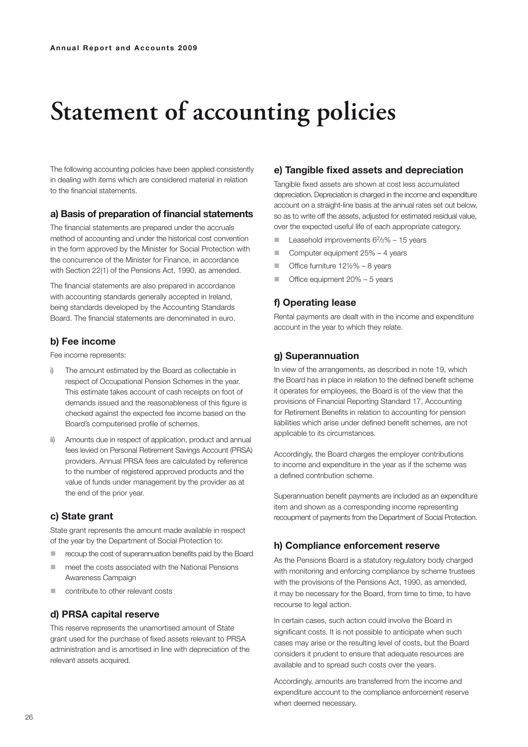# Statement of accounting policies

The following accounting policies have been applied consistently in dealing with items which are considered material in relation to the financial statements.

### a) Basis of preparation of financial statements

The financial statements are prepared under the accruals method of accounting and under the historical cost convention in the form approved by the Minister for Social Protection with the concurrence of the Minister for Finance, in accordance with Section 22(1) of the Pensions Act, 1990, as amended.

The financial statements are also prepared in accordance with accounting standards generally accepted in Ireland, being standards developed by the Accounting Standards Board. The financial statements are denominated in euro.

### b) Fee income

Fee income represents:

i) The amount estimated by the Board as collectable in respect of Occupational Pension Schemes in the year. This estimate takes account of cash receipts on foot of demands issued and the reasonableness of this figure is checked against the expected fee income based on the Board's computerised profile of schemes.

ii) Amounts due in respect of application, product and annual fees levied on Personal Retirement Savings Account (PRSA) providers. Annual PRSA fees are calculated by reference to the number of registered approved products and the value of funds under management by the provider as at the end of the prior year.

### c) State grant

State grant represents the amount made available in respect of the year by the Department of Social Protection to:

- recoup the cost of superannuation benefits paid by the Board
- meet the costs associated with the National Pensions Awareness Campaign
- contribute to other relevant costs

### d) PRSA capital reserve

This reserve represents the unamortised amount of State grant used for the purchase of fixed assets relevant to PRSA administration and is amortised in line with depreciation of the relevant assets acquired.

### e) Tangible fixed assets and depreciation

Tangible fixed assets are shown at cost less accumulated depreciation. Depreciation is charged in the income and expenditure account on a straight-line basis at the annual rates set out below, so as to write off the assets, adjusted for estimated residual value, over the expected useful life of each appropriate category.

- Leasehold improvements 6⅔% – 15 years
- Computer equipment 25% – 4 years
- Office furniture 12½% – 8 years
- Office equipment 20% – 5 years

### f) Operating lease

Rental payments are dealt with in the income and expenditure account in the year to which they relate.

### g) Superannuation

In view of the arrangements, as described in note 19, which the Board has in place in relation to the defined benefit scheme it operates for employees, the Board is of the view that the provisions of Financial Reporting Standard 17, Accounting for Retirement Benefits in relation to accounting for pension liabilities which arise under defined benefit schemes, are not applicable to its circumstances.

Accordingly, the Board charges the employer contributions to income and expenditure in the year as if the scheme was a defined contribution scheme.

Superannuation benefit payments are included as an expenditure item and shown as a corresponding income representing recoupment of payments from the Department of Social Protection.

### h) Compliance enforcement reserve

As the Pensions Board is a statutory regulatory body charged with monitoring and enforcing compliance by scheme trustees with the provisions of the Pensions Act, 1990, as amended, it may be necessary for the Board, from time to time, to have recourse to legal action.

In certain cases, such action could involve the Board in significant costs. It is not possible to anticipate when such cases may arise or the resulting level of costs, but the Board considers it prudent to ensure that adequate resources are available and to spread such costs over the years.

Accordingly, amounts are transferred from the income and expenditure account to the compliance enforcement reserve when deemed necessary.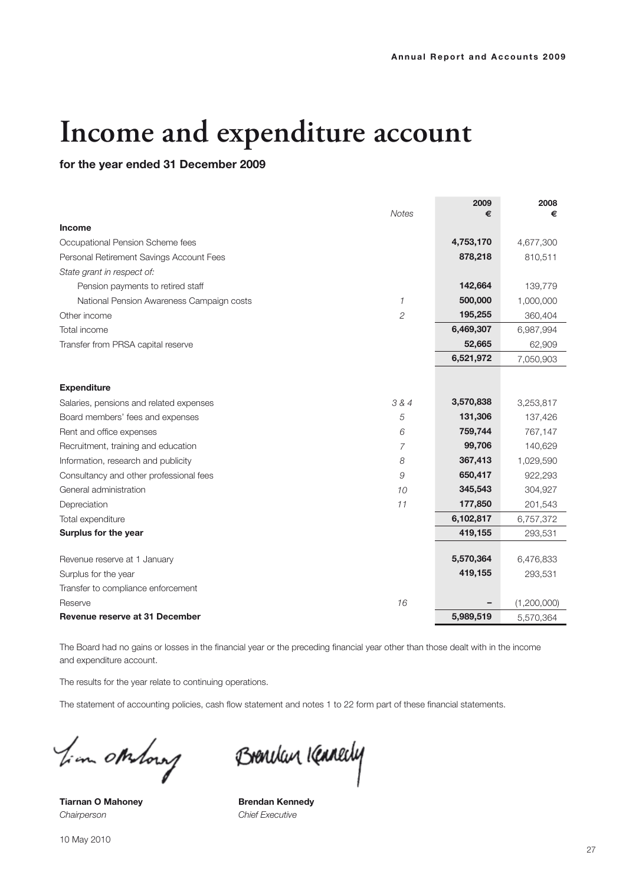# Income and expenditure account

**for the year ended 31 December 2009**

| | Notes | 2009 € | 2008 € |
|---|---|---|---|
| **Income** | | | |
| Occupational Pension Scheme fees | | **4,753,170** | 4,677,300 |
| Personal Retirement Savings Account Fees | | **878,218** | 810,511 |
| *State grant in respect of:* | | | |
| Pension payments to retired staff | | **142,664** | 139,779 |
| National Pension Awareness Campaign costs | *1* | **500,000** | 1,000,000 |
| Other income | *2* | **195,255** | 360,404 |
| Total income | | **6,469,307** | 6,987,994 |
| Transfer from PRSA capital reserve | | **52,665** | 62,909 |
| | | **6,521,972** | 7,050,903 |
| **Expenditure** | | | |
| Salaries, pensions and related expenses | *3 & 4* | **3,570,838** | 3,253,817 |
| Board members' fees and expenses | *5* | **131,306** | 137,426 |
| Rent and office expenses | *6* | **759,744** | 767,147 |
| Recruitment, training and education | *7* | **99,706** | 140,629 |
| Information, research and publicity | *8* | **367,413** | 1,029,590 |
| Consultancy and other professional fees | *9* | **650,417** | 922,293 |
| General administration | *10* | **345,543** | 304,927 |
| Depreciation | *11* | **177,850** | 201,543 |
| Total expenditure | | **6,102,817** | 6,757,372 |
| **Surplus for the year** | | **419,155** | 293,531 |
| Revenue reserve at 1 January | | **5,570,364** | 6,476,833 |
| Surplus for the year | | **419,155** | 293,531 |
| Transfer to compliance enforcement Reserve | *16* | **–** | (1,200,000) |
| **Revenue reserve at 31 December** | | **5,989,519** | 5,570,364 |

The Board had no gains or losses in the financial year or the preceding financial year other than those dealt with in the income and expenditure account.

The results for the year relate to continuing operations.

The statement of accounting policies, cash flow statement and notes 1 to 22 form part of these financial statements.

**Tiarnan O Mahoney**
*Chairperson*

**Brendan Kennedy**
*Chief Executive*

10 May 2010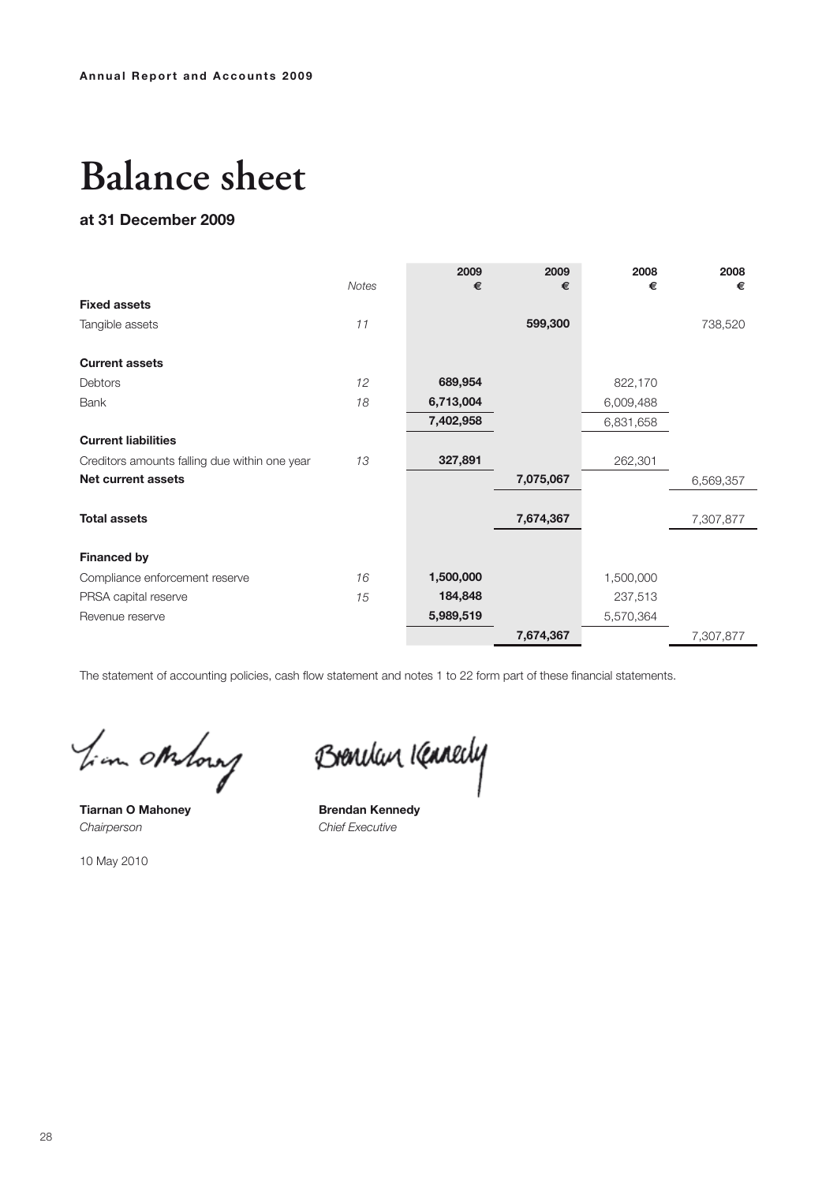# Balance sheet

### at 31 December 2009

| | Notes | 2009 € | 2009 € | 2008 € | 2008 € |
|---|---|---|---|---|---|
| **Fixed assets** | | | | | |
| Tangible assets | 11 | | **599,300** | | 738,520 |
| **Current assets** | | | | | |
| Debtors | 12 | **689,954** | | 822,170 | |
| Bank | 18 | **6,713,004** | | 6,009,488 | |
| | | **7,402,958** | | 6,831,658 | |
| **Current liabilities** | | | | | |
| Creditors amounts falling due within one year | 13 | **327,891** | | 262,301 | |
| **Net current assets** | | | **7,075,067** | | 6,569,357 |
| **Total assets** | | | **7,674,367** | | 7,307,877 |
| **Financed by** | | | | | |
| Compliance enforcement reserve | 16 | **1,500,000** | | 1,500,000 | |
| PRSA capital reserve | 15 | **184,848** | | 237,513 | |
| Revenue reserve | | **5,989,519** | | 5,570,364 | |
| | | | **7,674,367** | | 7,307,877 |

The statement of accounting policies, cash flow statement and notes 1 to 22 form part of these financial statements.

**Tiarnan O Mahoney**
*Chairperson*

**Brendan Kennedy**
*Chief Executive*

10 May 2010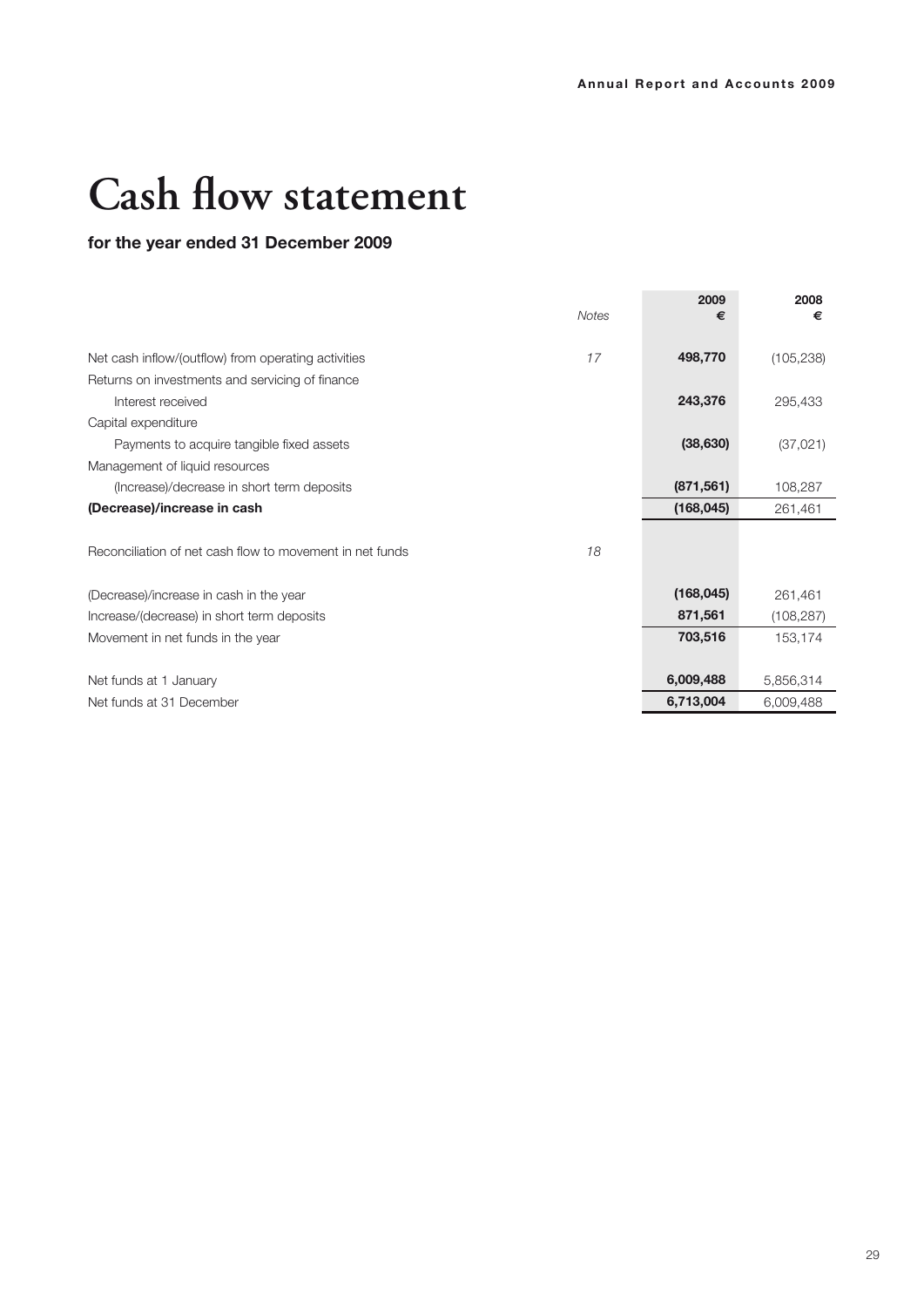# Cash flow statement

**for the year ended 31 December 2009**

| | Notes | 2009 € | 2008 € |
|---|---|---|---|
| Net cash inflow/(outflow) from operating activities | 17 | **498,770** | (105,238) |
| Returns on investments and servicing of finance | | | |
| Interest received | | **243,376** | 295,433 |
| Capital expenditure | | | |
| Payments to acquire tangible fixed assets | | **(38,630)** | (37,021) |
| Management of liquid resources | | | |
| (Increase)/decrease in short term deposits | | **(871,561)** | 108,287 |
| **(Decrease)/increase in cash** | | **(168,045)** | 261,461 |
| | | | |
| Reconciliation of net cash flow to movement in net funds | 18 | | |
| | | | |
| (Decrease)/increase in cash in the year | | **(168,045)** | 261,461 |
| Increase/(decrease) in short term deposits | | **871,561** | (108,287) |
| Movement in net funds in the year | | **703,516** | 153,174 |
| | | | |
| Net funds at 1 January | | **6,009,488** | 5,856,314 |
| Net funds at 31 December | | **6,713,004** | 6,009,488 |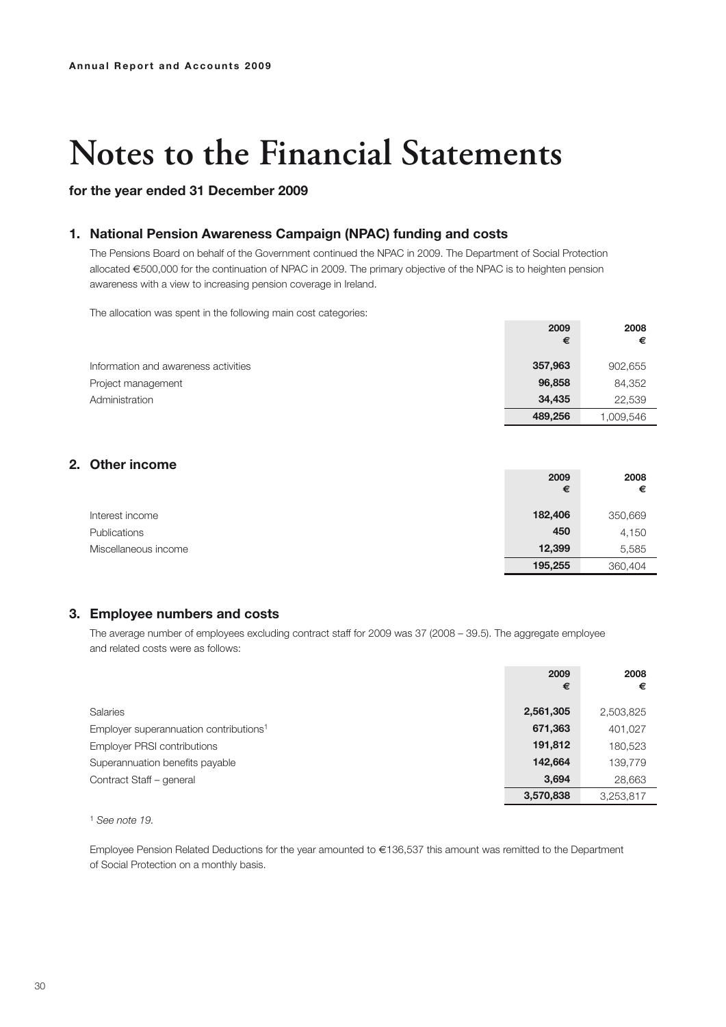# Notes to the Financial Statements

**for the year ended 31 December 2009**

## 1. National Pension Awareness Campaign (NPAC) funding and costs

The Pensions Board on behalf of the Government continued the NPAC in 2009. The Department of Social Protection allocated €500,000 for the continuation of NPAC in 2009. The primary objective of the NPAC is to heighten pension awareness with a view to increasing pension coverage in Ireland.

The allocation was spent in the following main cost categories:

| | 2009 € | 2008 € |
|---|---|---|
| Information and awareness activities | **357,963** | 902,655 |
| Project management | **96,858** | 84,352 |
| Administration | **34,435** | 22,539 |
| | **489,256** | 1,009,546 |

## 2. Other income

| | 2009 € | 2008 € |
|---|---|---|
| Interest income | **182,406** | 350,669 |
| Publications | **450** | 4,150 |
| Miscellaneous income | **12,399** | 5,585 |
| | **195,255** | 360,404 |

## 3. Employee numbers and costs

The average number of employees excluding contract staff for 2009 was 37 (2008 – 39.5). The aggregate employee and related costs were as follows:

| | 2009 € | 2008 € |
|---|---|---|
| Salaries | **2,561,305** | 2,503,825 |
| Employer superannuation contributions[1] | **671,363** | 401,027 |
| Employer PRSI contributions | **191,812** | 180,523 |
| Superannuation benefits payable | **142,664** | 139,779 |
| Contract Staff – general | **3,694** | 28,663 |
| | **3,570,838** | 3,253,817 |

[1] *See note 19.*

Employee Pension Related Deductions for the year amounted to €136,537 this amount was remitted to the Department of Social Protection on a monthly basis.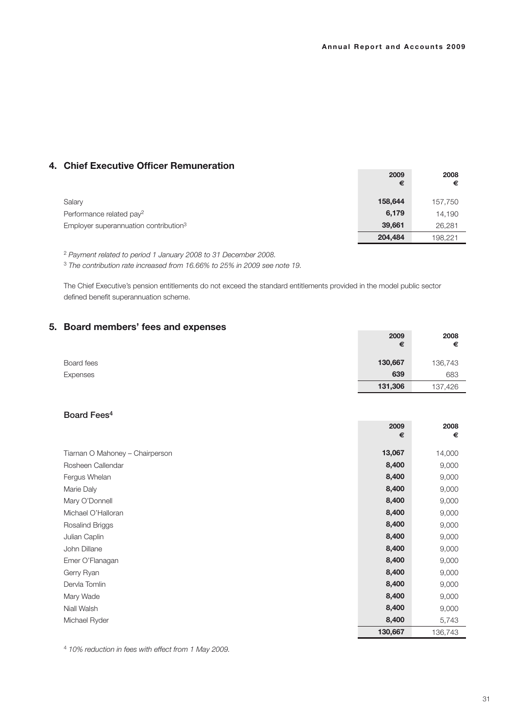## 4. Chief Executive Officer Remuneration

| | 2009 € | 2008 € |
|---|---|---|
| Salary | **158,644** | 157,750 |
| Performance related pay[2] | **6,179** | 14,190 |
| Employer superannuation contribution[3] | **39,661** | 26,281 |
| | **204,484** | 198,221 |

[2] *Payment related to period 1 January 2008 to 31 December 2008.*

[3] *The contribution rate increased from 16.66% to 25% in 2009 see note 19.*

The Chief Executive's pension entitlements do not exceed the standard entitlements provided in the model public sector defined benefit superannuation scheme.

## 5. Board members' fees and expenses

| | 2009 € | 2008 € |
|---|---|---|
| Board fees | **130,667** | 136,743 |
| Expenses | **639** | 683 |
| | **131,306** | 137,426 |

### Board Fees[4]

| | 2009 € | 2008 € |
|---|---|---|
| Tiarnan O Mahoney – Chairperson | **13,067** | 14,000 |
| Rosheen Callendar | **8,400** | 9,000 |
| Fergus Whelan | **8,400** | 9,000 |
| Marie Daly | **8,400** | 9,000 |
| Mary O'Donnell | **8,400** | 9,000 |
| Michael O'Halloran | **8,400** | 9,000 |
| Rosalind Briggs | **8,400** | 9,000 |
| Julian Caplin | **8,400** | 9,000 |
| John Dillane | **8,400** | 9,000 |
| Emer O'Flanagan | **8,400** | 9,000 |
| Gerry Ryan | **8,400** | 9,000 |
| Dervla Tomlin | **8,400** | 9,000 |
| Mary Wade | **8,400** | 9,000 |
| Niall Walsh | **8,400** | 9,000 |
| Michael Ryder | **8,400** | 5,743 |
| | **130,667** | 136,743 |

[4] *10% reduction in fees with effect from 1 May 2009.*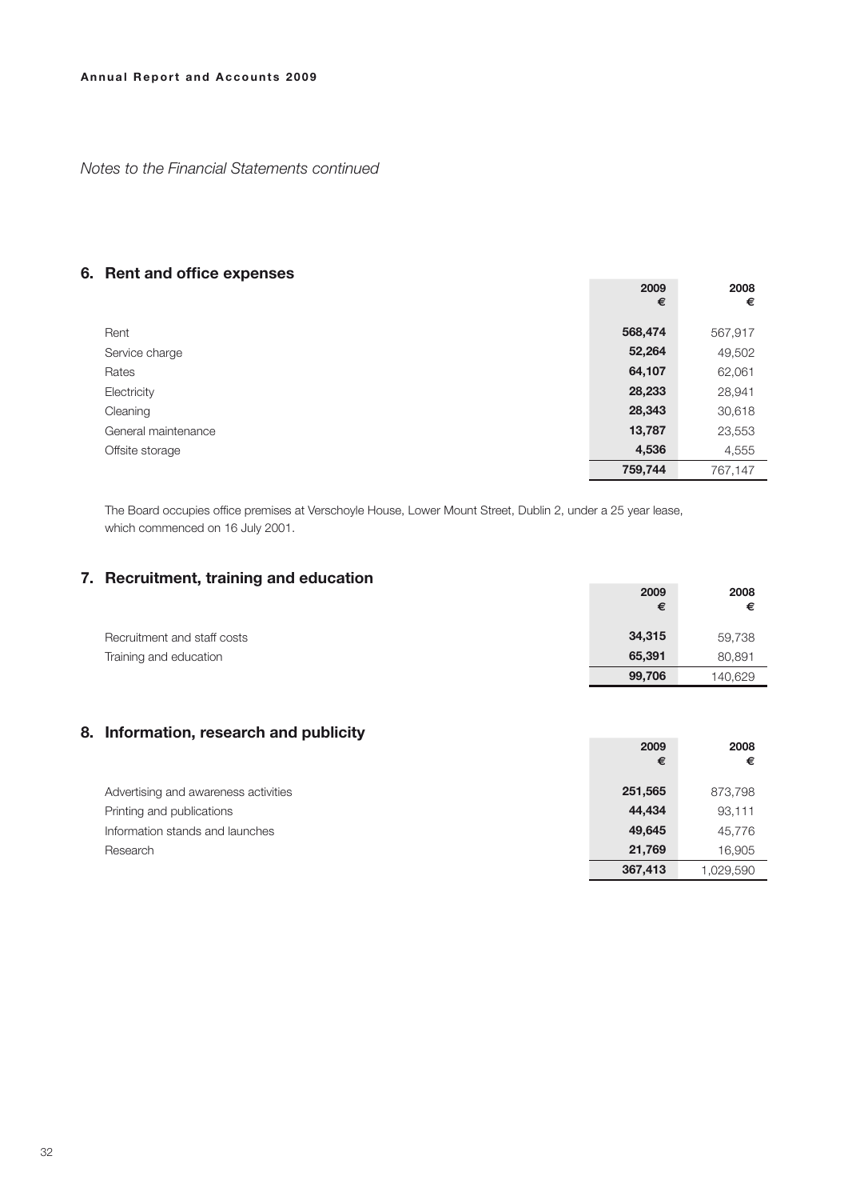*Notes to the Financial Statements continued*

## 6. Rent and office expenses

| | 2009<br>€ | 2008<br>€ |
|---|---|---|
| Rent | **568,474** | 567,917 |
| Service charge | **52,264** | 49,502 |
| Rates | **64,107** | 62,061 |
| Electricity | **28,233** | 28,941 |
| Cleaning | **28,343** | 30,618 |
| General maintenance | **13,787** | 23,553 |
| Offsite storage | **4,536** | 4,555 |
| | **759,744** | 767,147 |

The Board occupies office premises at Verschoyle House, Lower Mount Street, Dublin 2, under a 25 year lease, which commenced on 16 July 2001.

## 7. Recruitment, training and education

| | 2009<br>€ | 2008<br>€ |
|---|---|---|
| Recruitment and staff costs | **34,315** | 59,738 |
| Training and education | **65,391** | 80,891 |
| | **99,706** | 140,629 |

## 8. Information, research and publicity

| | 2009<br>€ | 2008<br>€ |
|---|---|---|
| Advertising and awareness activities | **251,565** | 873,798 |
| Printing and publications | **44,434** | 93,111 |
| Information stands and launches | **49,645** | 45,776 |
| Research | **21,769** | 16,905 |
| | **367,413** | 1,029,590 |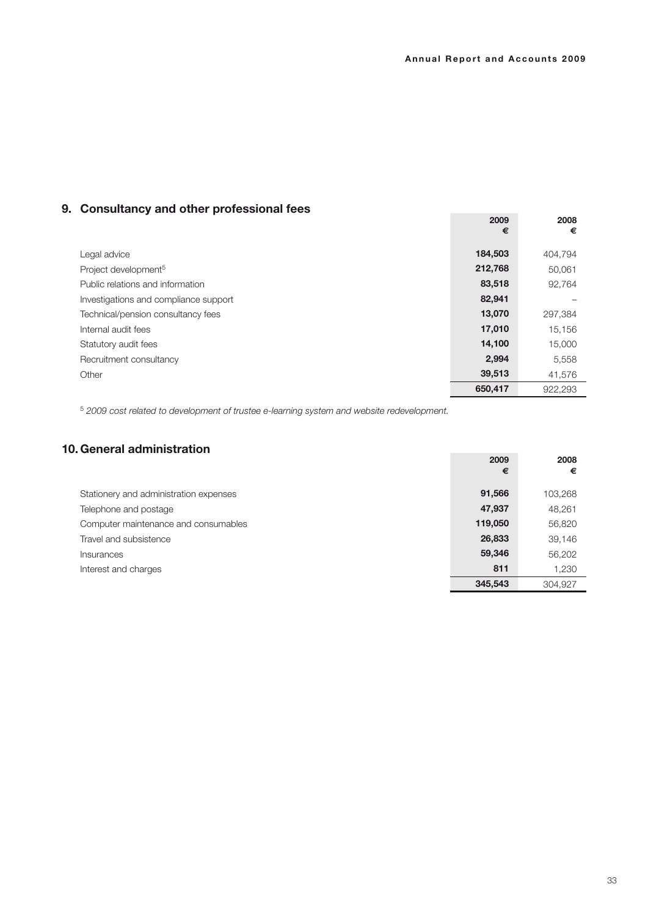## 9. Consultancy and other professional fees

| | 2009<br>€ | 2008<br>€ |
|---|---|---|
| Legal advice | **184,503** | 404,794 |
| Project development[5] | **212,768** | 50,061 |
| Public relations and information | **83,518** | 92,764 |
| Investigations and compliance support | **82,941** | – |
| Technical/pension consultancy fees | **13,070** | 297,384 |
| Internal audit fees | **17,010** | 15,156 |
| Statutory audit fees | **14,100** | 15,000 |
| Recruitment consultancy | **2,994** | 5,558 |
| Other | **39,513** | 41,576 |
| | **650,417** | 922,293 |

[5] *2009 cost related to development of trustee e-learning system and website redevelopment.*

## 10. General administration

| | 2009<br>€ | 2008<br>€ |
|---|---|---|
| Stationery and administration expenses | **91,566** | 103,268 |
| Telephone and postage | **47,937** | 48,261 |
| Computer maintenance and consumables | **119,050** | 56,820 |
| Travel and subsistence | **26,833** | 39,146 |
| Insurances | **59,346** | 56,202 |
| Interest and charges | **811** | 1,230 |
| | **345,543** | 304,927 |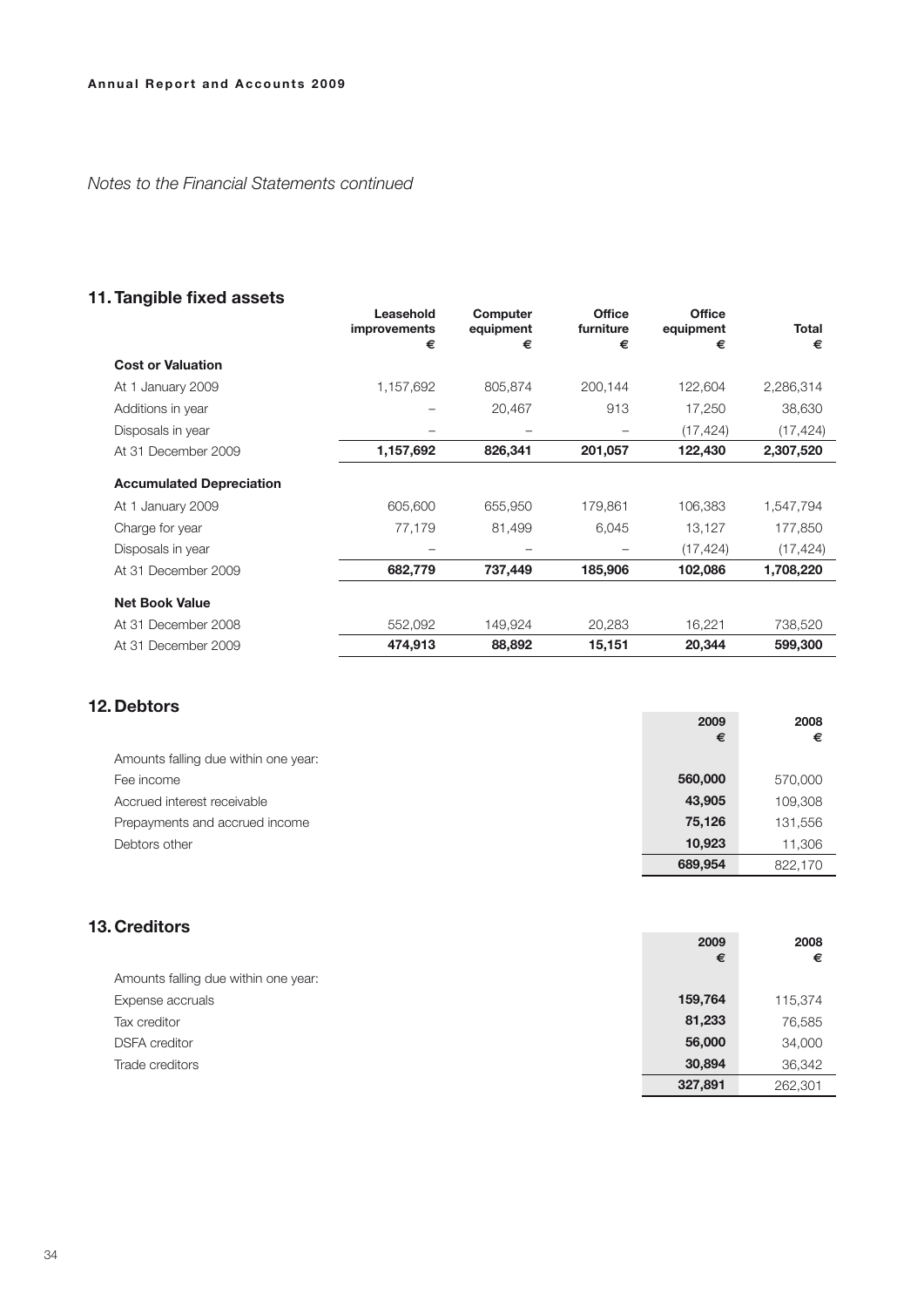*Notes to the Financial Statements continued*

## 11. Tangible fixed assets

| | Leasehold improvements € | Computer equipment € | Office furniture € | Office equipment € | Total € |
|---|---|---|---|---|---|
| **Cost or Valuation** | | | | | |
| At 1 January 2009 | 1,157,692 | 805,874 | 200,144 | 122,604 | 2,286,314 |
| Additions in year | – | 20,467 | 913 | 17,250 | 38,630 |
| Disposals in year | – | – | – | (17,424) | (17,424) |
| At 31 December 2009 | **1,157,692** | **826,341** | **201,057** | **122,430** | **2,307,520** |
| **Accumulated Depreciation** | | | | | |
| At 1 January 2009 | 605,600 | 655,950 | 179,861 | 106,383 | 1,547,794 |
| Charge for year | 77,179 | 81,499 | 6,045 | 13,127 | 177,850 |
| Disposals in year | – | – | – | (17,424) | (17,424) |
| At 31 December 2009 | **682,779** | **737,449** | **185,906** | **102,086** | **1,708,220** |
| **Net Book Value** | | | | | |
| At 31 December 2008 | 552,092 | 149,924 | 20,283 | 16,221 | 738,520 |
| At 31 December 2009 | **474,913** | **88,892** | **15,151** | **20,344** | **599,300** |

## 12. Debtors

| | 2009 € | 2008 € |
|---|---|---|
| Amounts falling due within one year: | | |
| Fee income | **560,000** | 570,000 |
| Accrued interest receivable | **43,905** | 109,308 |
| Prepayments and accrued income | **75,126** | 131,556 |
| Debtors other | **10,923** | 11,306 |
| | **689,954** | 822,170 |

## 13. Creditors

| | 2009 € | 2008 € |
|---|---|---|
| Amounts falling due within one year: | | |
| Expense accruals | **159,764** | 115,374 |
| Tax creditor | **81,233** | 76,585 |
| DSFA creditor | **56,000** | 34,000 |
| Trade creditors | **30,894** | 36,342 |
| | **327,891** | 262,301 |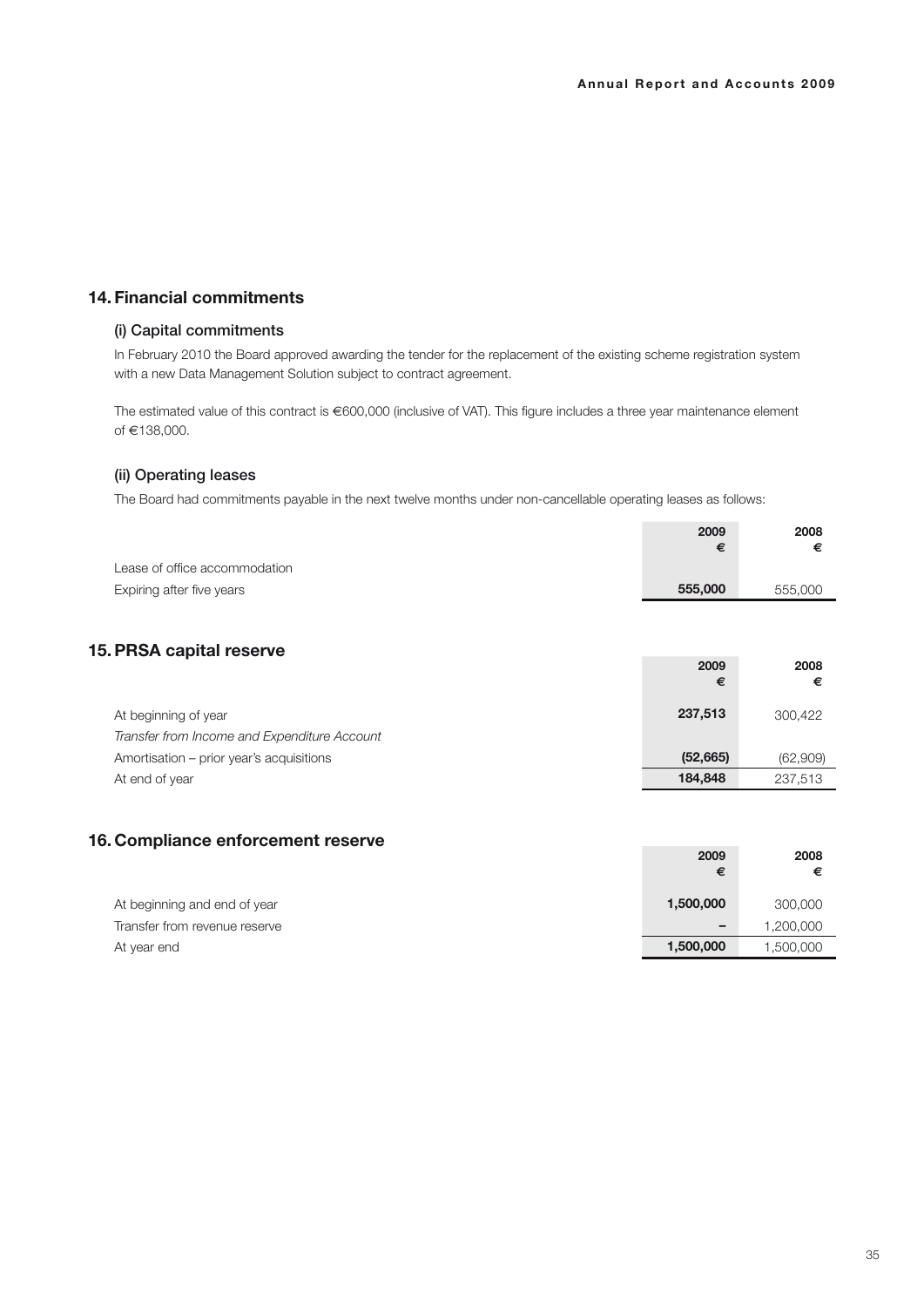## 14. Financial commitments

### (i) Capital commitments

In February 2010 the Board approved awarding the tender for the replacement of the existing scheme registration system with a new Data Management Solution subject to contract agreement.

The estimated value of this contract is €600,000 (inclusive of VAT). This figure includes a three year maintenance element of €138,000.

### (ii) Operating leases

The Board had commitments payable in the next twelve months under non-cancellable operating leases as follows:

| | 2009 € | 2008 € |
|---|---|---|
| Lease of office accommodation | | |
| Expiring after five years | **555,000** | 555,000 |

## 15. PRSA capital reserve

| | 2009 € | 2008 € |
|---|---|---|
| At beginning of year | **237,513** | 300,422 |
| *Transfer from Income and Expenditure Account* | | |
| Amortisation – prior year's acquisitions | **(52,665)** | (62,909) |
| At end of year | **184,848** | 237,513 |

## 16. Compliance enforcement reserve

| | 2009 € | 2008 € |
|---|---|---|
| At beginning and end of year | **1,500,000** | 300,000 |
| Transfer from revenue reserve | **–** | 1,200,000 |
| At year end | **1,500,000** | 1,500,000 |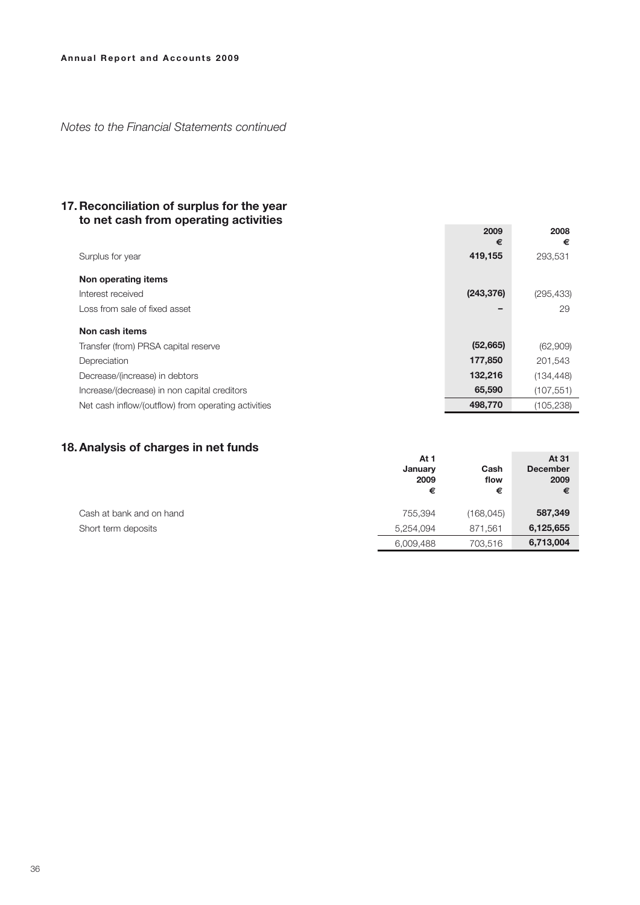*Notes to the Financial Statements continued*

## 17. Reconciliation of surplus for the year to net cash from operating activities

| | 2009<br>€ | 2008<br>€ |
|---|---|---|
| Surplus for year | **419,155** | 293,531 |
| **Non operating items** | | |
| Interest received | **(243,376)** | (295,433) |
| Loss from sale of fixed asset | **–** | 29 |
| **Non cash items** | | |
| Transfer (from) PRSA capital reserve | **(52,665)** | (62,909) |
| Depreciation | **177,850** | 201,543 |
| Decrease/(increase) in debtors | **132,216** | (134,448) |
| Increase/(decrease) in non capital creditors | **65,590** | (107,551) |
| Net cash inflow/(outflow) from operating activities | **498,770** | (105,238) |

## 18. Analysis of charges in net funds

| | At 1 January 2009<br>€ | Cash flow<br>€ | At 31 December 2009<br>€ |
|---|---|---|---|
| Cash at bank and on hand | 755,394 | (168,045) | **587,349** |
| Short term deposits | 5,254,094 | 871,561 | **6,125,655** |
| | 6,009,488 | 703,516 | **6,713,004** |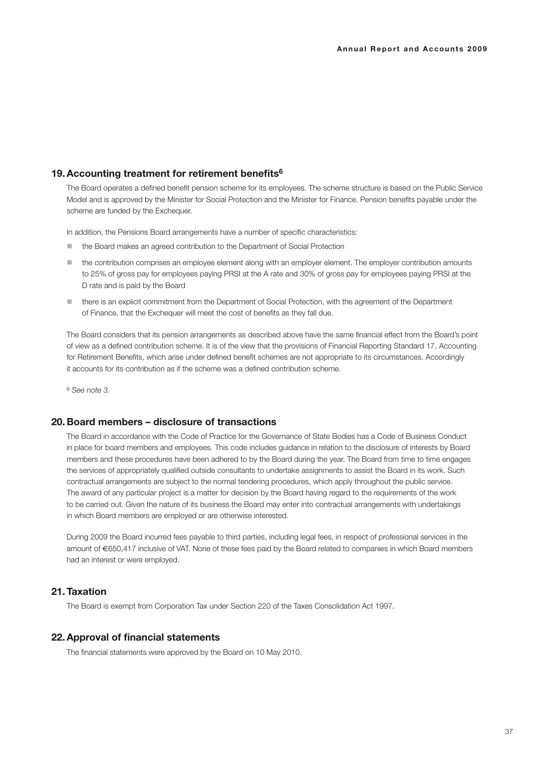## 19. Accounting treatment for retirement benefits[6]

The Board operates a defined benefit pension scheme for its employees. The scheme structure is based on the Public Service Model and is approved by the Minister for Social Protection and the Minister for Finance. Pension benefits payable under the scheme are funded by the Exchequer.

In addition, the Pensions Board arrangements have a number of specific characteristics:

- the Board makes an agreed contribution to the Department of Social Protection
- the contribution comprises an employee element along with an employer element. The employer contribution amounts to 25% of gross pay for employees paying PRSI at the A rate and 30% of gross pay for employees paying PRSI at the D rate and is paid by the Board
- there is an explicit commitment from the Department of Social Protection, with the agreement of the Department of Finance, that the Exchequer will meet the cost of benefits as they fall due.

The Board considers that its pension arrangements as described above have the same financial effect from the Board's point of view as a defined contribution scheme. It is of the view that the provisions of Financial Reporting Standard 17, Accounting for Retirement Benefits, which arise under defined benefit schemes are not appropriate to its circumstances. Accordingly it accounts for its contribution as if the scheme was a defined contribution scheme.

[6] *See note 3.*

## 20. Board members – disclosure of transactions

The Board in accordance with the Code of Practice for the Governance of State Bodies has a Code of Business Conduct in place for board members and employees. This code includes guidance in relation to the disclosure of interests by Board members and these procedures have been adhered to by the Board during the year. The Board from time to time engages the services of appropriately qualified outside consultants to undertake assignments to assist the Board in its work. Such contractual arrangements are subject to the normal tendering procedures, which apply throughout the public service. The award of any particular project is a matter for decision by the Board having regard to the requirements of the work to be carried out. Given the nature of its business the Board may enter into contractual arrangements with undertakings in which Board members are employed or are otherwise interested.

During 2009 the Board incurred fees payable to third parties, including legal fees, in respect of professional services in the amount of €650,417 inclusive of VAT. None of these fees paid by the Board related to companies in which Board members had an interest or were employed.

## 21. Taxation

The Board is exempt from Corporation Tax under Section 220 of the Taxes Consolidation Act 1997.

## 22. Approval of financial statements

The financial statements were approved by the Board on 10 May 2010.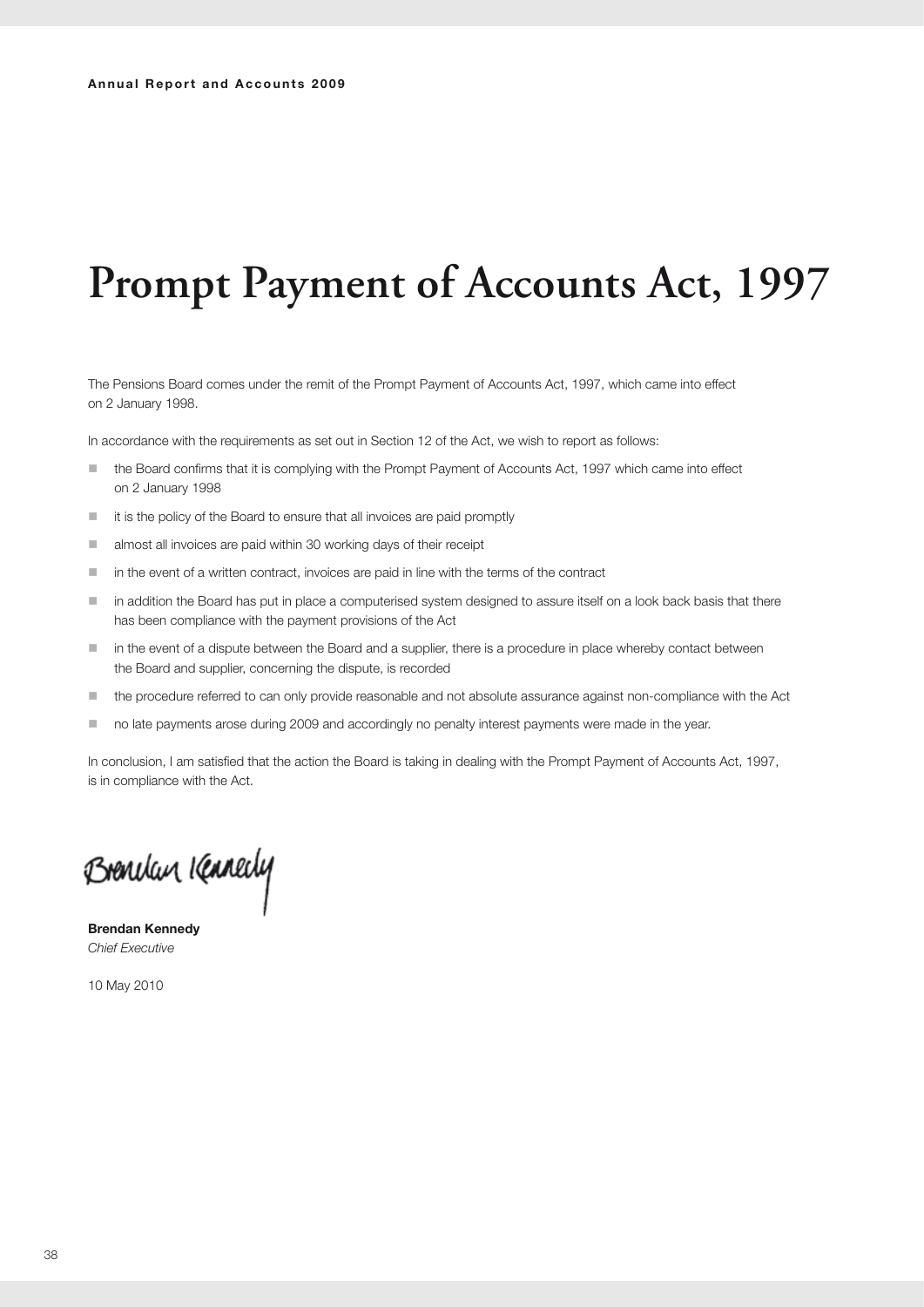# Prompt Payment of Accounts Act, 1997

The Pensions Board comes under the remit of the Prompt Payment of Accounts Act, 1997, which came into effect on 2 January 1998.

In accordance with the requirements as set out in Section 12 of the Act, we wish to report as follows:

- the Board confirms that it is complying with the Prompt Payment of Accounts Act, 1997 which came into effect on 2 January 1998
- it is the policy of the Board to ensure that all invoices are paid promptly
- almost all invoices are paid within 30 working days of their receipt
- in the event of a written contract, invoices are paid in line with the terms of the contract
- in addition the Board has put in place a computerised system designed to assure itself on a look back basis that there has been compliance with the payment provisions of the Act
- in the event of a dispute between the Board and a supplier, there is a procedure in place whereby contact between the Board and supplier, concerning the dispute, is recorded
- the procedure referred to can only provide reasonable and not absolute assurance against non-compliance with the Act
- no late payments arose during 2009 and accordingly no penalty interest payments were made in the year.

In conclusion, I am satisfied that the action the Board is taking in dealing with the Prompt Payment of Accounts Act, 1997, is in compliance with the Act.

Brendan Kennedy

**Brendan Kennedy**
*Chief Executive*

10 May 2010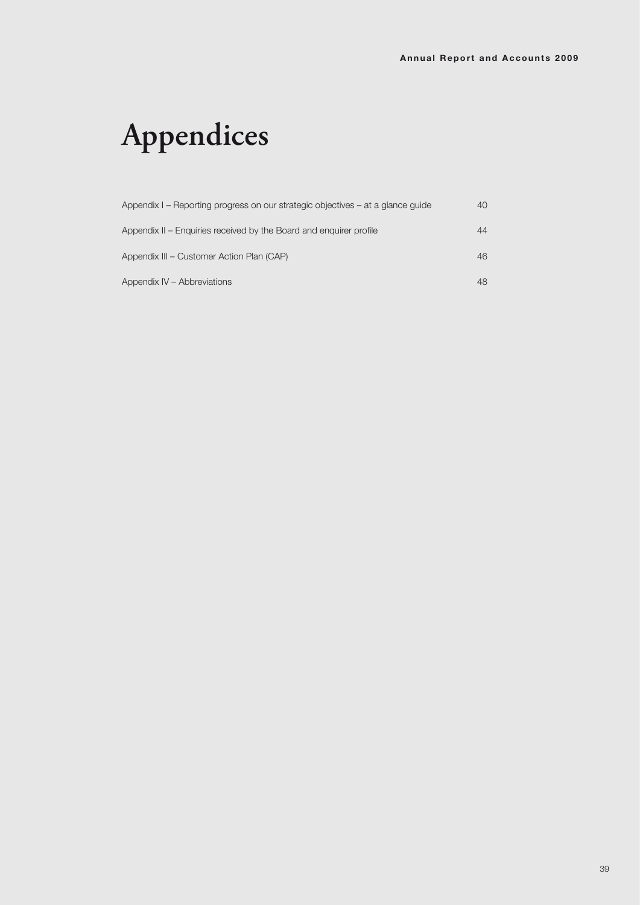# Appendices

| | |
|---|---|
| Appendix I – Reporting progress on our strategic objectives – at a glance guide | 40 |
| Appendix II – Enquiries received by the Board and enquirer profile | 44 |
| Appendix III – Customer Action Plan (CAP) | 46 |
| Appendix IV – Abbreviations | 48 |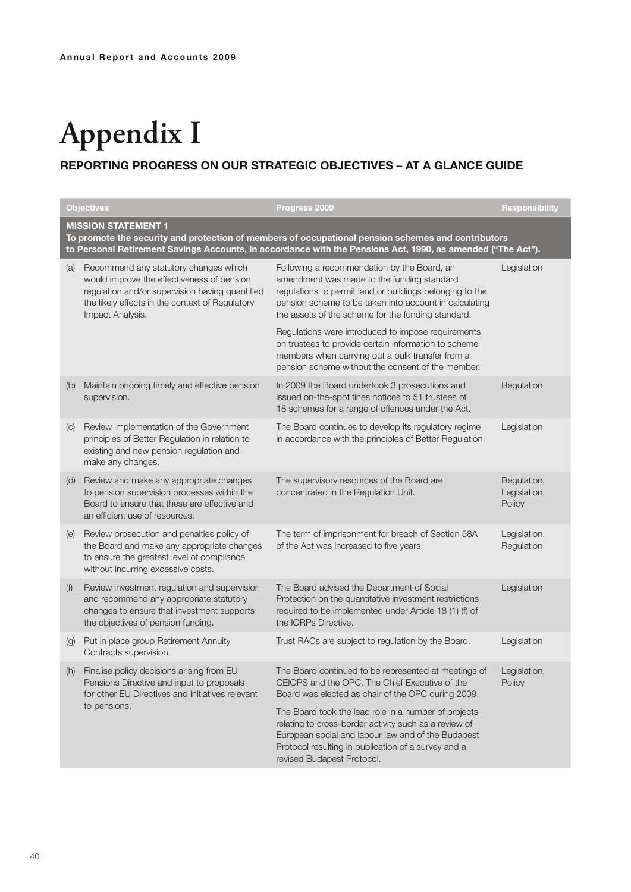# Appendix I

## REPORTING PROGRESS ON OUR STRATEGIC OBJECTIVES – AT A GLANCE GUIDE

| Objectives | | Progress 2009 | Responsibility |
|---|---|---|---|
| **MISSION STATEMENT 1**<br>**To promote the security and protection of members of occupational pension schemes and contributors to Personal Retirement Savings Accounts, in accordance with the Pensions Act, 1990, as amended ("The Act").** | | | |
| (a) | Recommend any statutory changes which would improve the effectiveness of pension regulation and/or supervision having quantified the likely effects in the context of Regulatory Impact Analysis. | Following a recommendation by the Board, an amendment was made to the funding standard regulations to permit land or buildings belonging to the pension scheme to be taken into account in calculating the assets of the scheme for the funding standard.<br><br>Regulations were introduced to impose requirements on trustees to provide certain information to scheme members when carrying out a bulk transfer from a pension scheme without the consent of the member. | Legislation |
| (b) | Maintain ongoing timely and effective pension supervision. | In 2009 the Board undertook 3 prosecutions and issued on-the-spot fines notices to 51 trustees of 18 schemes for a range of offences under the Act. | Regulation |
| (c) | Review implementation of the Government principles of Better Regulation in relation to existing and new pension regulation and make any changes. | The Board continues to develop its regulatory regime in accordance with the principles of Better Regulation. | Legislation |
| (d) | Review and make any appropriate changes to pension supervision processes within the Board to ensure that these are effective and an efficient use of resources. | The supervisory resources of the Board are concentrated in the Regulation Unit. | Regulation, Legislation, Policy |
| (e) | Review prosecution and penalties policy of the Board and make any appropriate changes to ensure the greatest level of compliance without incurring excessive costs. | The term of imprisonment for breach of Section 58A of the Act was increased to five years. | Legislation, Regulation |
| (f) | Review investment regulation and supervision and recommend any appropriate statutory changes to ensure that investment supports the objectives of pension funding. | The Board advised the Department of Social Protection on the quantitative investment restrictions required to be implemented under Article 18 (1) (f) of the IORPs Directive. | Legislation |
| (g) | Put in place group Retirement Annuity Contracts supervision. | Trust RACs are subject to regulation by the Board. | Legislation |
| (h) | Finalise policy decisions arising from EU Pensions Directive and input to proposals for other EU Directives and initiatives relevant to pensions. | The Board continued to be represented at meetings of CEIOPS and the OPC. The Chief Executive of the Board was elected as chair of the OPC during 2009.<br><br>The Board took the lead role in a number of projects relating to cross-border activity such as a review of European social and labour law and of the Budapest Protocol resulting in publication of a survey and a revised Budapest Protocol. | Legislation, Policy |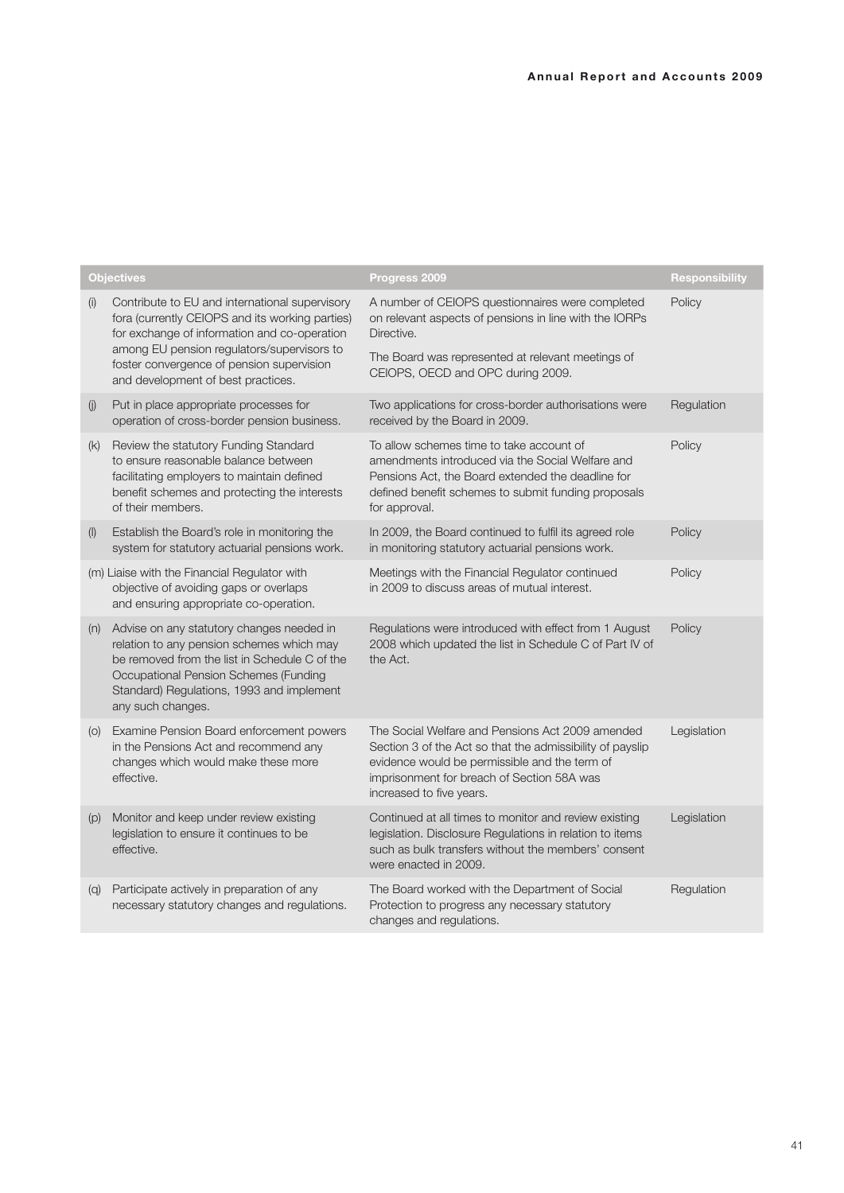| Objectives | Progress 2009 | Responsibility |
|---|---|---|
| (i) Contribute to EU and international supervisory fora (currently CEIOPS and its working parties) for exchange of information and co-operation among EU pension regulators/supervisors to foster convergence of pension supervision and development of best practices. | A number of CEIOPS questionnaires were completed on relevant aspects of pensions in line with the IORPs Directive.<br><br>The Board was represented at relevant meetings of CEIOPS, OECD and OPC during 2009. | Policy |
| (j) Put in place appropriate processes for operation of cross-border pension business. | Two applications for cross-border authorisations were received by the Board in 2009. | Regulation |
| (k) Review the statutory Funding Standard to ensure reasonable balance between facilitating employers to maintain defined benefit schemes and protecting the interests of their members. | To allow schemes time to take account of amendments introduced via the Social Welfare and Pensions Act, the Board extended the deadline for defined benefit schemes to submit funding proposals for approval. | Policy |
| (l) Establish the Board's role in monitoring the system for statutory actuarial pensions work. | In 2009, the Board continued to fulfil its agreed role in monitoring statutory actuarial pensions work. | Policy |
| (m) Liaise with the Financial Regulator with objective of avoiding gaps or overlaps and ensuring appropriate co-operation. | Meetings with the Financial Regulator continued in 2009 to discuss areas of mutual interest. | Policy |
| (n) Advise on any statutory changes needed in relation to any pension schemes which may be removed from the list in Schedule C of the Occupational Pension Schemes (Funding Standard) Regulations, 1993 and implement any such changes. | Regulations were introduced with effect from 1 August 2008 which updated the list in Schedule C of Part IV of the Act. | Policy |
| (o) Examine Pension Board enforcement powers in the Pensions Act and recommend any changes which would make these more effective. | The Social Welfare and Pensions Act 2009 amended Section 3 of the Act so that the admissibility of payslip evidence would be permissible and the term of imprisonment for breach of Section 58A was increased to five years. | Legislation |
| (p) Monitor and keep under review existing legislation to ensure it continues to be effective. | Continued at all times to monitor and review existing legislation. Disclosure Regulations in relation to items such as bulk transfers without the members' consent were enacted in 2009. | Legislation |
| (q) Participate actively in preparation of any necessary statutory changes and regulations. | The Board worked with the Department of Social Protection to progress any necessary statutory changes and regulations. | Regulation |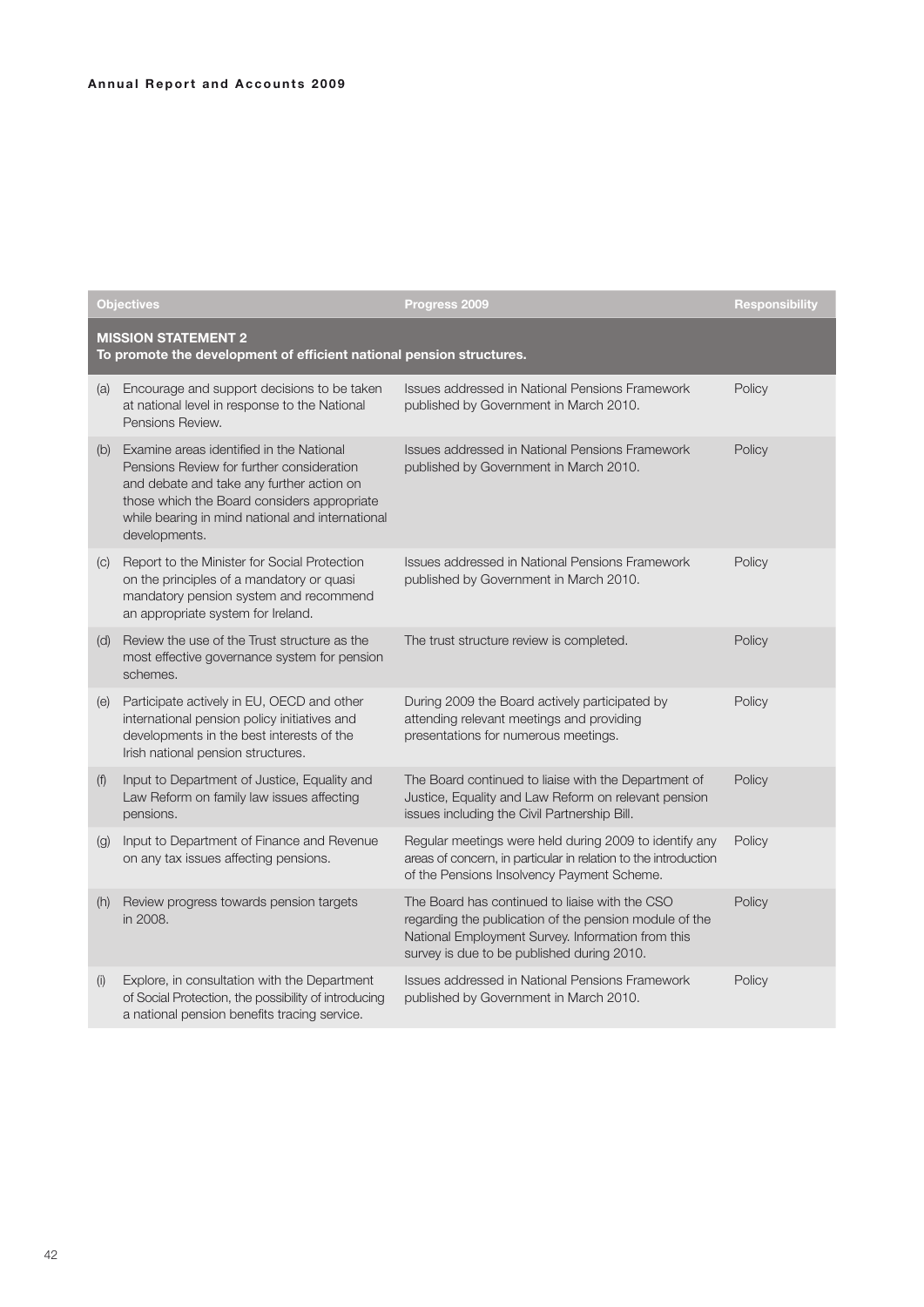| | Objectives | Progress 2009 | Responsibility |
|---|---|---|---|
| **MISSION STATEMENT 2** **To promote the development of efficient national pension structures.** | | | |
| (a) | Encourage and support decisions to be taken at national level in response to the National Pensions Review. | Issues addressed in National Pensions Framework published by Government in March 2010. | Policy |
| (b) | Examine areas identified in the National Pensions Review for further consideration and debate and take any further action on those which the Board considers appropriate while bearing in mind national and international developments. | Issues addressed in National Pensions Framework published by Government in March 2010. | Policy |
| (c) | Report to the Minister for Social Protection on the principles of a mandatory or quasi mandatory pension system and recommend an appropriate system for Ireland. | Issues addressed in National Pensions Framework published by Government in March 2010. | Policy |
| (d) | Review the use of the Trust structure as the most effective governance system for pension schemes. | The trust structure review is completed. | Policy |
| (e) | Participate actively in EU, OECD and other international pension policy initiatives and developments in the best interests of the Irish national pension structures. | During 2009 the Board actively participated by attending relevant meetings and providing presentations for numerous meetings. | Policy |
| (f) | Input to Department of Justice, Equality and Law Reform on family law issues affecting pensions. | The Board continued to liaise with the Department of Justice, Equality and Law Reform on relevant pension issues including the Civil Partnership Bill. | Policy |
| (g) | Input to Department of Finance and Revenue on any tax issues affecting pensions. | Regular meetings were held during 2009 to identify any areas of concern, in particular in relation to the introduction of the Pensions Insolvency Payment Scheme. | Policy |
| (h) | Review progress towards pension targets in 2008. | The Board has continued to liaise with the CSO regarding the publication of the pension module of the National Employment Survey. Information from this survey is due to be published during 2010. | Policy |
| (i) | Explore, in consultation with the Department of Social Protection, the possibility of introducing a national pension benefits tracing service. | Issues addressed in National Pensions Framework published by Government in March 2010. | Policy |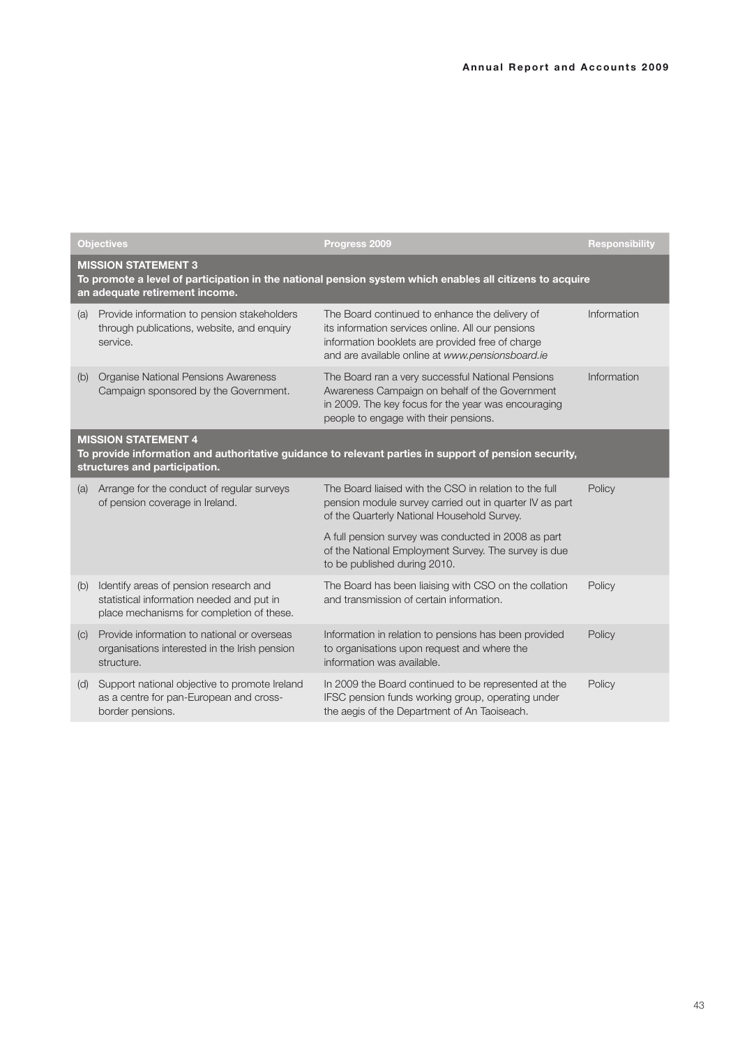| Objectives | | Progress 2009 | Responsibility |
|---|---|---|---|
| **MISSION STATEMENT 3**<br>**To promote a level of participation in the national pension system which enables all citizens to acquire an adequate retirement income.** | | | |
| (a) | Provide information to pension stakeholders through publications, website, and enquiry service. | The Board continued to enhance the delivery of its information services online. All our pensions information booklets are provided free of charge and are available online at *www.pensionsboard.ie* | Information |
| (b) | Organise National Pensions Awareness Campaign sponsored by the Government. | The Board ran a very successful National Pensions Awareness Campaign on behalf of the Government in 2009. The key focus for the year was encouraging people to engage with their pensions. | Information |
| **MISSION STATEMENT 4**<br>**To provide information and authoritative guidance to relevant parties in support of pension security, structures and participation.** | | | |
| (a) | Arrange for the conduct of regular surveys of pension coverage in Ireland. | The Board liaised with the CSO in relation to the full pension module survey carried out in quarter IV as part of the Quarterly National Household Survey.<br><br>A full pension survey was conducted in 2008 as part of the National Employment Survey. The survey is due to be published during 2010. | Policy |
| (b) | Identify areas of pension research and statistical information needed and put in place mechanisms for completion of these. | The Board has been liaising with CSO on the collation and transmission of certain information. | Policy |
| (c) | Provide information to national or overseas organisations interested in the Irish pension structure. | Information in relation to pensions has been provided to organisations upon request and where the information was available. | Policy |
| (d) | Support national objective to promote Ireland as a centre for pan-European and cross-border pensions. | In 2009 the Board continued to be represented at the IFSC pension funds working group, operating under the aegis of the Department of An Taoiseach. | Policy |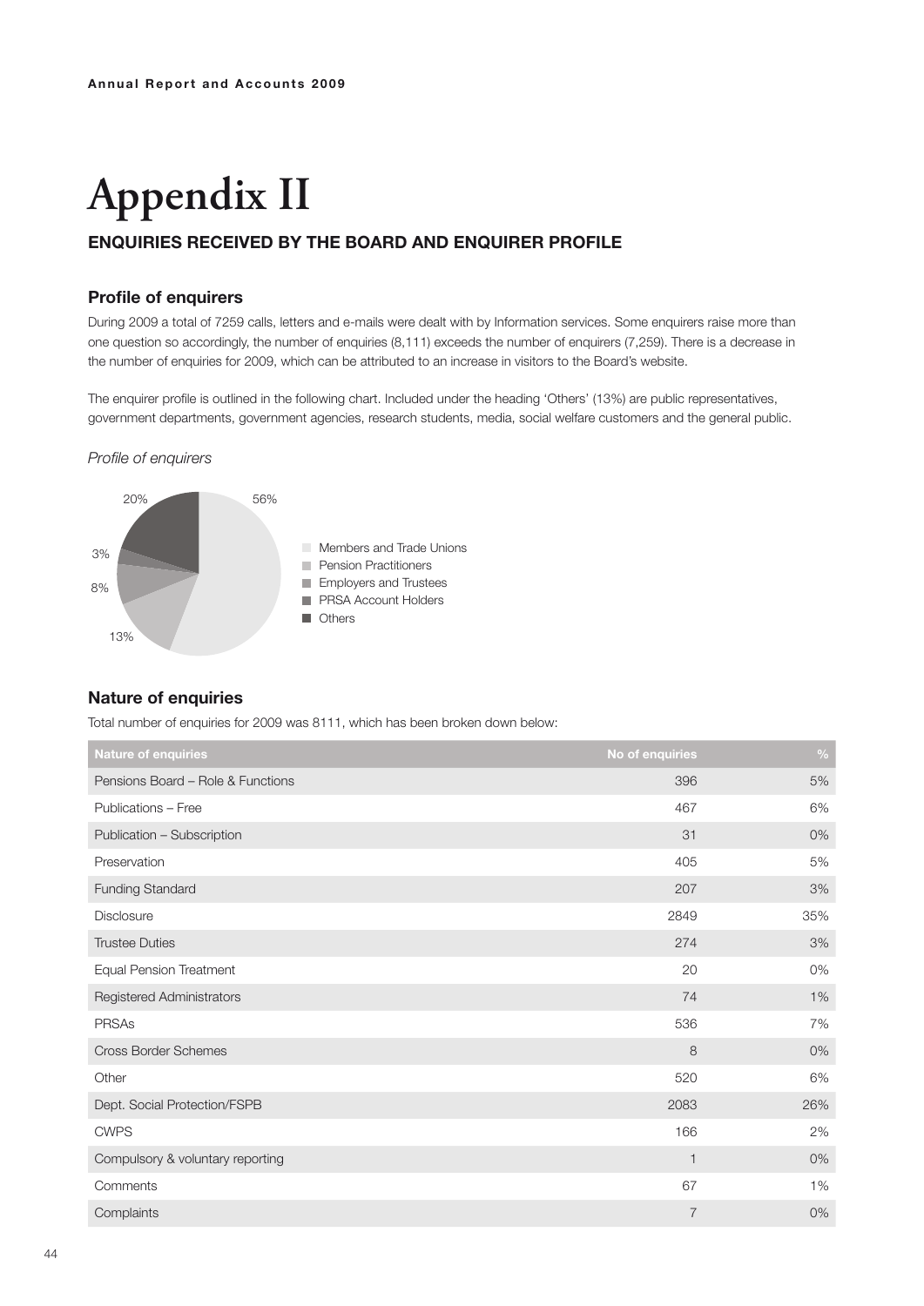# Appendix II

## ENQUIRIES RECEIVED BY THE BOARD AND ENQUIRER PROFILE

### Profile of enquirers

During 2009 a total of 7259 calls, letters and e-mails were dealt with by Information services. Some enquirers raise more than one question so accordingly, the number of enquiries (8,111) exceeds the number of enquirers (7,259). There is a decrease in the number of enquiries for 2009, which can be attributed to an increase in visitors to the Board's website.

The enquirer profile is outlined in the following chart. Included under the heading 'Others' (13%) are public representatives, government departments, government agencies, research students, media, social welfare customers and the general public.

*Profile of enquirers*

20%
56%
3%
8%
13%

Members and Trade Unions
Pension Practitioners
Employers and Trustees
PRSA Account Holders
Others

### Nature of enquiries

Total number of enquiries for 2009 was 8111, which has been broken down below:

| Nature of enquiries | No of enquiries | % |
|---|---|---|
| Pensions Board – Role & Functions | 396 | 5% |
| Publications – Free | 467 | 6% |
| Publication – Subscription | 31 | 0% |
| Preservation | 405 | 5% |
| Funding Standard | 207 | 3% |
| Disclosure | 2849 | 35% |
| Trustee Duties | 274 | 3% |
| Equal Pension Treatment | 20 | 0% |
| Registered Administrators | 74 | 1% |
| PRSAs | 536 | 7% |
| Cross Border Schemes | 8 | 0% |
| Other | 520 | 6% |
| Dept. Social Protection/FSPB | 2083 | 26% |
| CWPS | 166 | 2% |
| Compulsory & voluntary reporting | 1 | 0% |
| Comments | 67 | 1% |
| Complaints | 7 | 0% |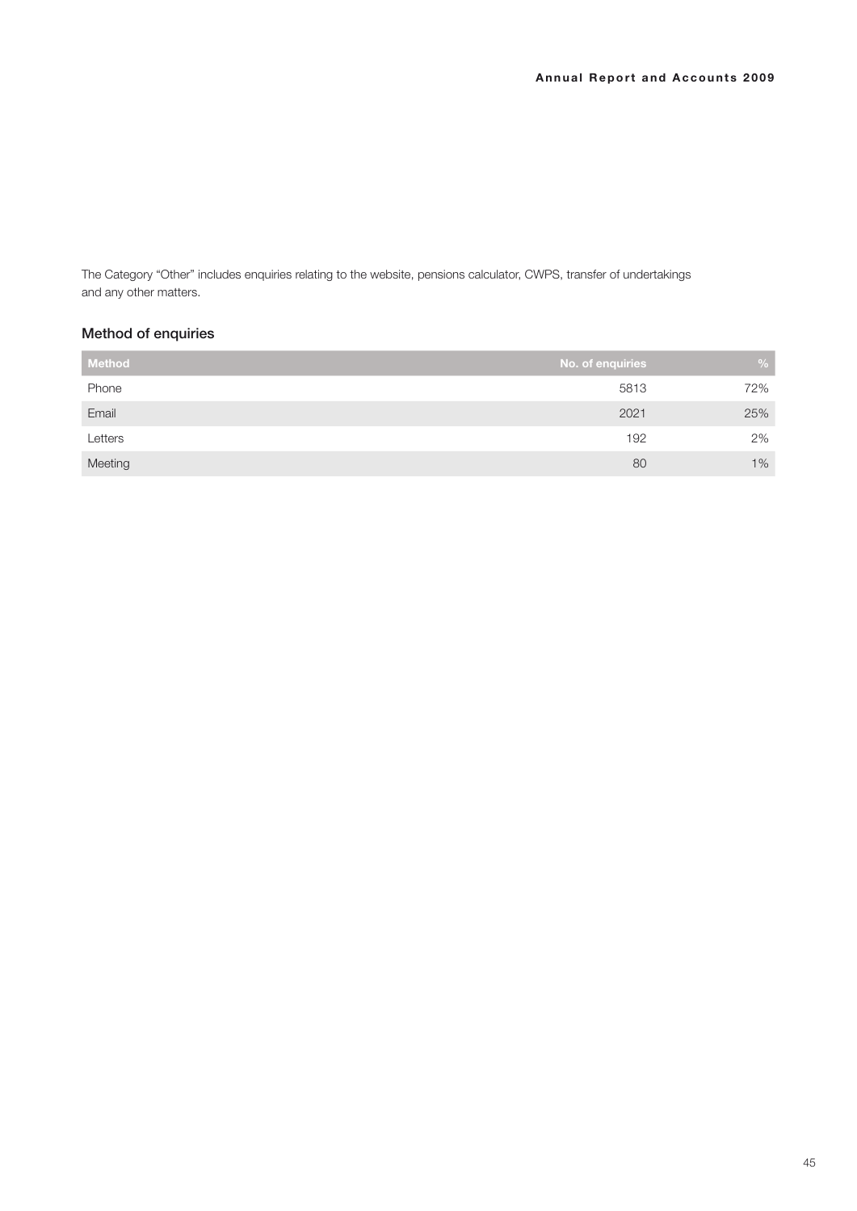The Category "Other" includes enquiries relating to the website, pensions calculator, CWPS, transfer of undertakings and any other matters.

## Method of enquiries

| Method | No. of enquiries | % |
|---|---|---|
| Phone | 5813 | 72% |
| Email | 2021 | 25% |
| Letters | 192 | 2% |
| Meeting | 80 | 1% |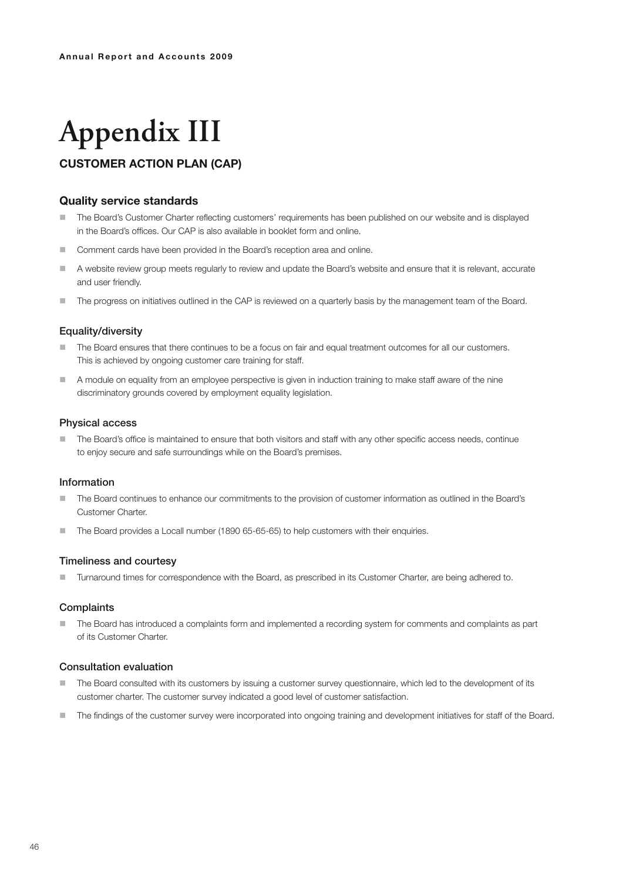# Appendix III

## CUSTOMER ACTION PLAN (CAP)

### Quality service standards

- The Board's Customer Charter reflecting customers' requirements has been published on our website and is displayed in the Board's offices. Our CAP is also available in booklet form and online.
- Comment cards have been provided in the Board's reception area and online.
- A website review group meets regularly to review and update the Board's website and ensure that it is relevant, accurate and user friendly.
- The progress on initiatives outlined in the CAP is reviewed on a quarterly basis by the management team of the Board.

### Equality/diversity

- The Board ensures that there continues to be a focus on fair and equal treatment outcomes for all our customers. This is achieved by ongoing customer care training for staff.
- A module on equality from an employee perspective is given in induction training to make staff aware of the nine discriminatory grounds covered by employment equality legislation.

### Physical access

- The Board's office is maintained to ensure that both visitors and staff with any other specific access needs, continue to enjoy secure and safe surroundings while on the Board's premises.

### Information

- The Board continues to enhance our commitments to the provision of customer information as outlined in the Board's Customer Charter.
- The Board provides a Locall number (1890 65-65-65) to help customers with their enquiries.

### Timeliness and courtesy

- Turnaround times for correspondence with the Board, as prescribed in its Customer Charter, are being adhered to.

### Complaints

- The Board has introduced a complaints form and implemented a recording system for comments and complaints as part of its Customer Charter.

### Consultation evaluation

- The Board consulted with its customers by issuing a customer survey questionnaire, which led to the development of its customer charter. The customer survey indicated a good level of customer satisfaction.
- The findings of the customer survey were incorporated into ongoing training and development initiatives for staff of the Board.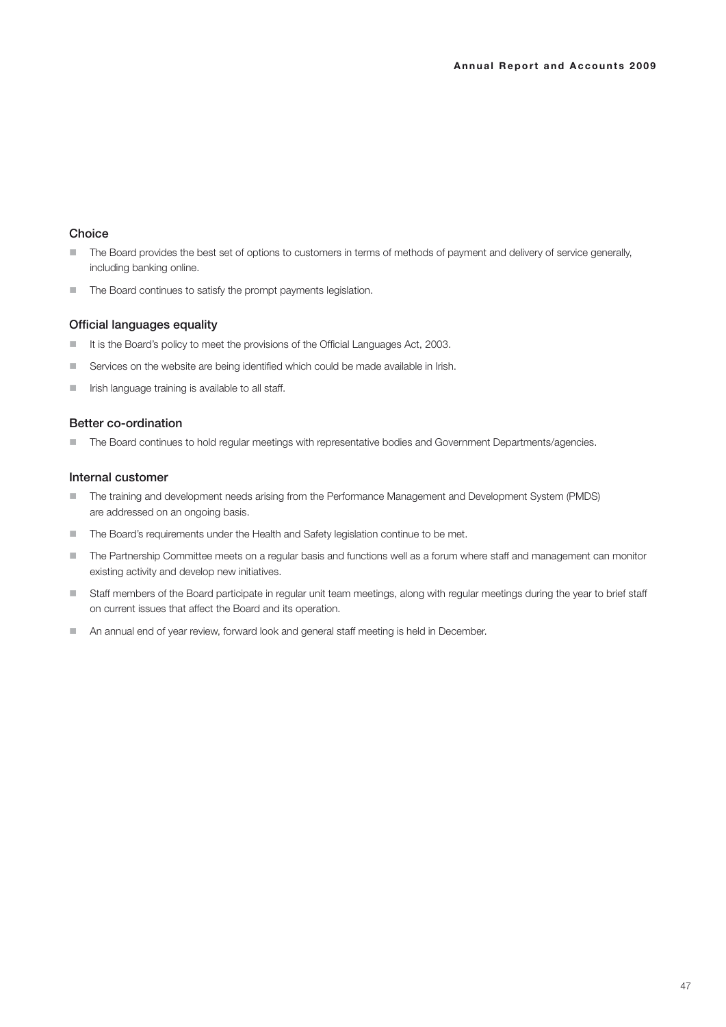### Choice

- The Board provides the best set of options to customers in terms of methods of payment and delivery of service generally, including banking online.
- The Board continues to satisfy the prompt payments legislation.

### Official languages equality

- It is the Board's policy to meet the provisions of the Official Languages Act, 2003.
- Services on the website are being identified which could be made available in Irish.
- Irish language training is available to all staff.

### Better co-ordination

- The Board continues to hold regular meetings with representative bodies and Government Departments/agencies.

### Internal customer

- The training and development needs arising from the Performance Management and Development System (PMDS) are addressed on an ongoing basis.
- The Board's requirements under the Health and Safety legislation continue to be met.
- The Partnership Committee meets on a regular basis and functions well as a forum where staff and management can monitor existing activity and develop new initiatives.
- Staff members of the Board participate in regular unit team meetings, along with regular meetings during the year to brief staff on current issues that affect the Board and its operation.
- An annual end of year review, forward look and general staff meeting is held in December.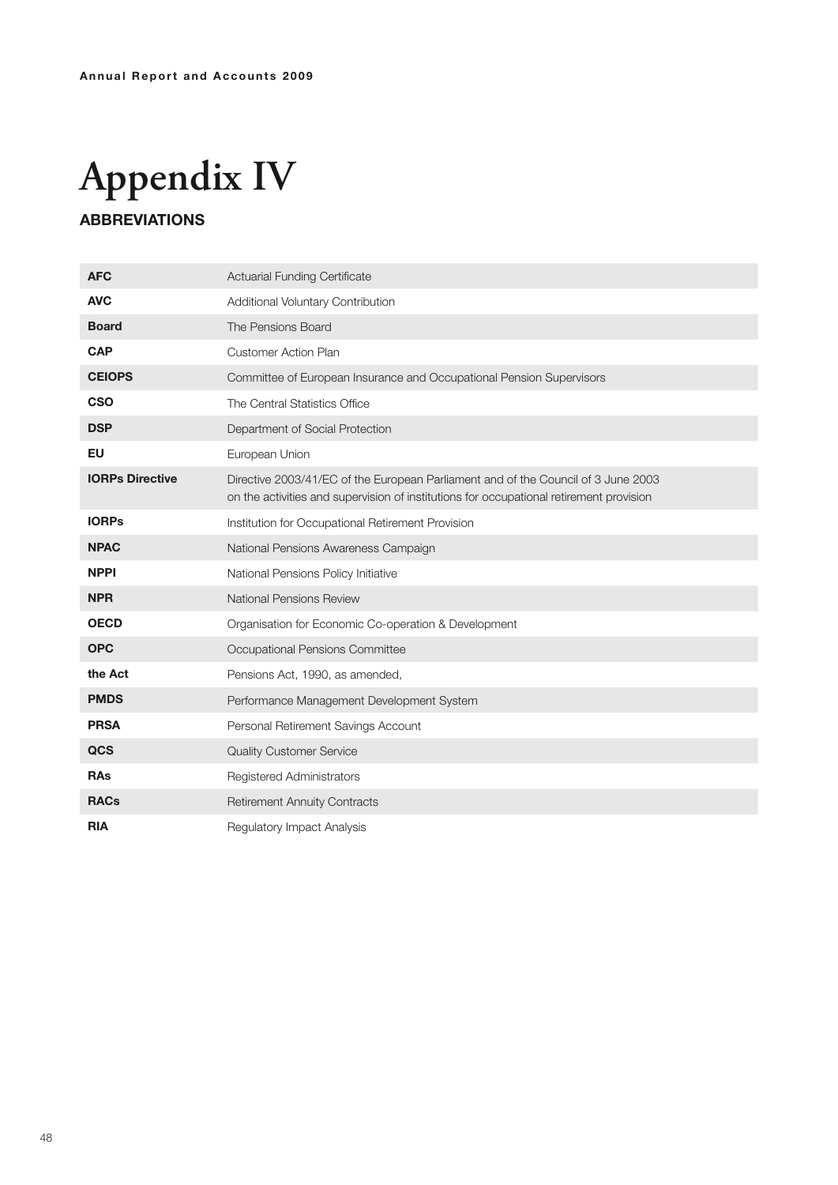# Appendix IV

## ABBREVIATIONS

| | |
|---|---|
| **AFC** | Actuarial Funding Certificate |
| **AVC** | Additional Voluntary Contribution |
| **Board** | The Pensions Board |
| **CAP** | Customer Action Plan |
| **CEIOPS** | Committee of European Insurance and Occupational Pension Supervisors |
| **CSO** | The Central Statistics Office |
| **DSP** | Department of Social Protection |
| **EU** | European Union |
| **IORPs Directive** | Directive 2003/41/EC of the European Parliament and of the Council of 3 June 2003 on the activities and supervision of institutions for occupational retirement provision |
| **IORPs** | Institution for Occupational Retirement Provision |
| **NPAC** | National Pensions Awareness Campaign |
| **NPPI** | National Pensions Policy Initiative |
| **NPR** | National Pensions Review |
| **OECD** | Organisation for Economic Co-operation & Development |
| **OPC** | Occupational Pensions Committee |
| **the Act** | Pensions Act, 1990, as amended, |
| **PMDS** | Performance Management Development System |
| **PRSA** | Personal Retirement Savings Account |
| **QCS** | Quality Customer Service |
| **RAs** | Registered Administrators |
| **RACs** | Retirement Annuity Contracts |
| **RIA** | Regulatory Impact Analysis |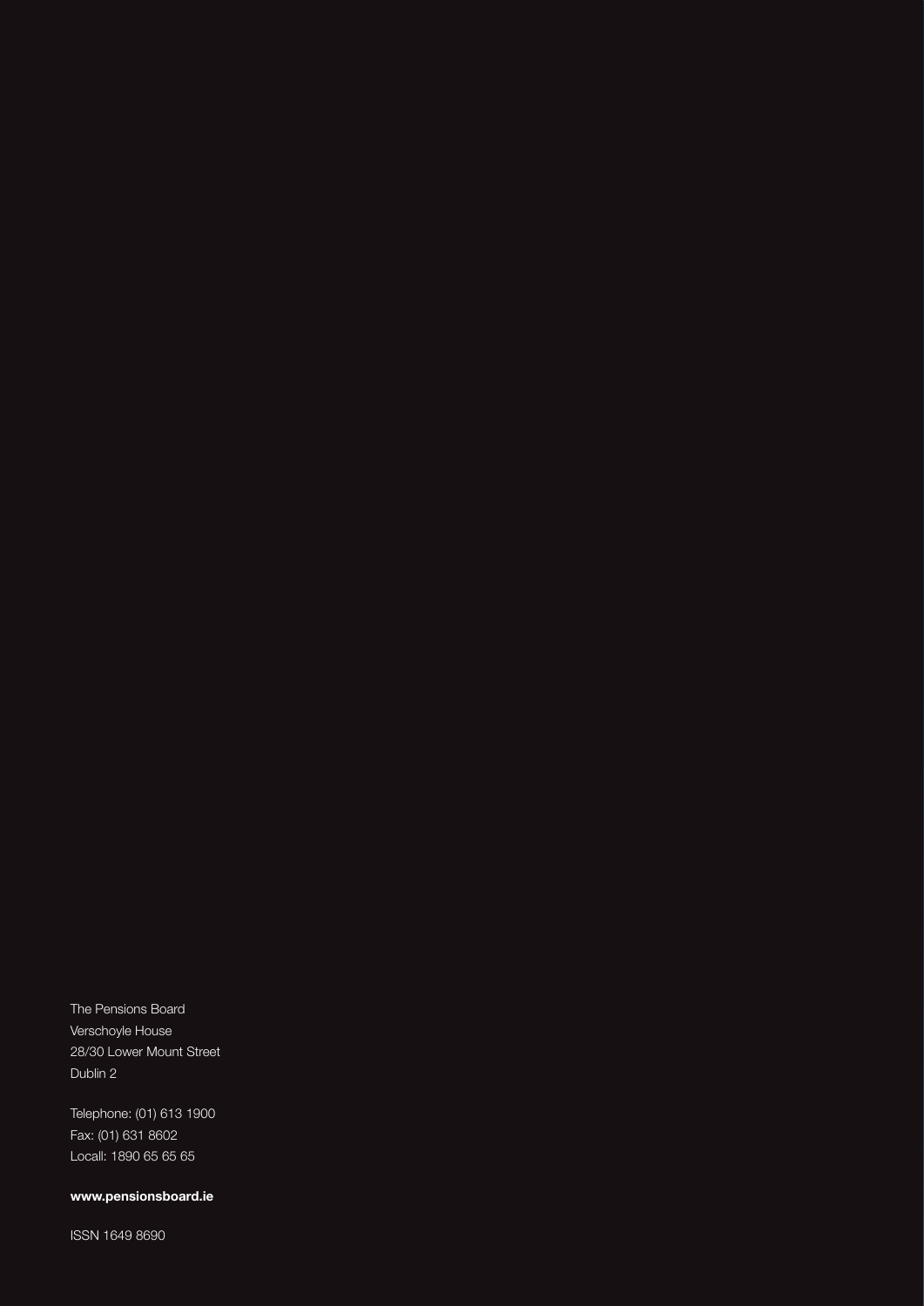The Pensions Board
Verschoyle House
28/30 Lower Mount Street
Dublin 2

Telephone: (01) 613 1900
Fax: (01) 631 8602
Locall: 1890 65 65 65

**www.pensionsboard.ie**

ISSN 1649 8690